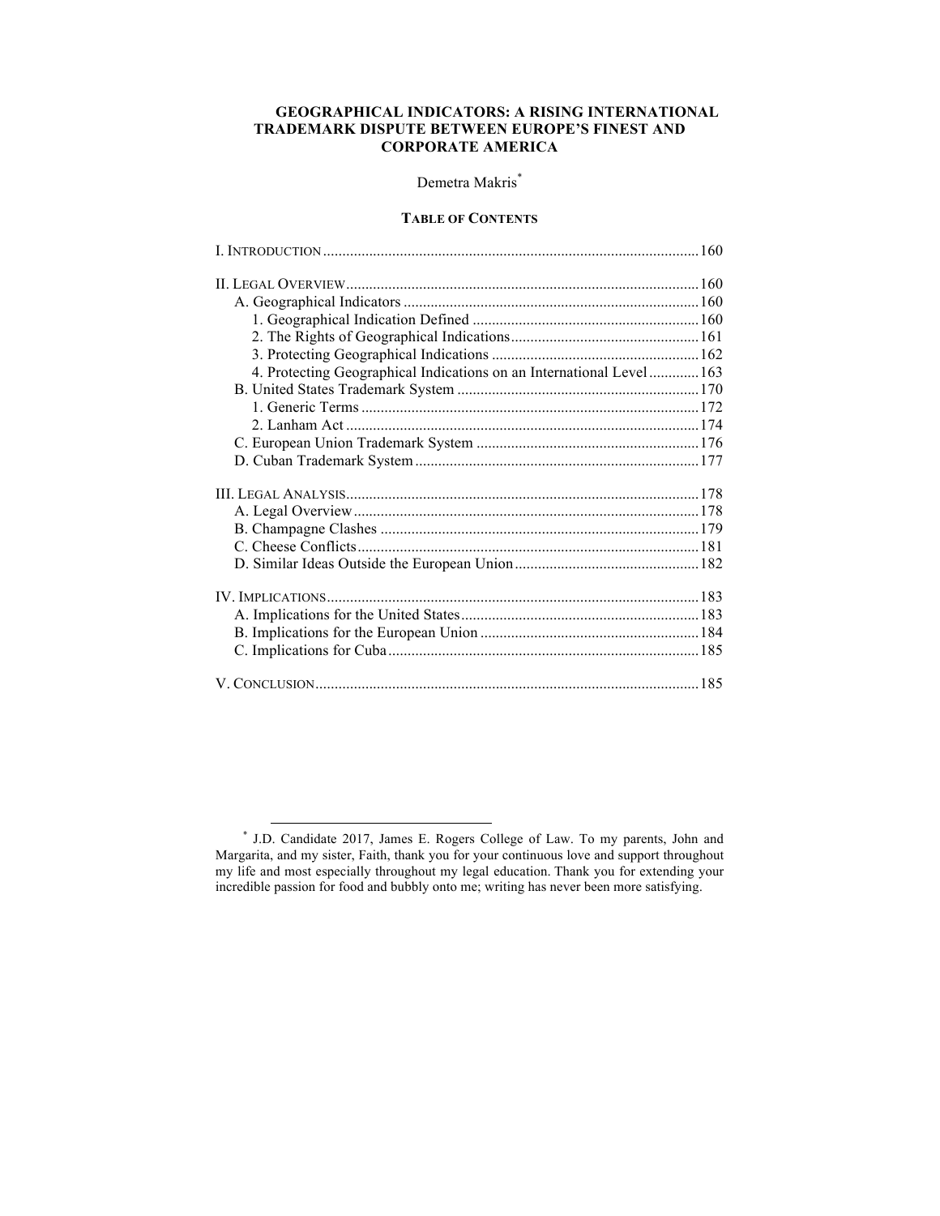# GEOGRAPHICAL INDICATORS: A RISING INTERNATIONAL TRADEMARK DISPUTE BETWEEN EUROPE'S FINEST AND CORPORATE AMERICA

Demetra Makris*

**TABLE OF CONTENTS**

I. INTRODUCTION ..... 160

II. LEGAL OVERVIEW ..... 160
- A. Geographical Indicators ..... 160
  - 1. Geographical Indication Defined ..... 160
  - 2. The Rights of Geographical Indications ..... 161
  - 3. Protecting Geographical Indications ..... 162
  - 4. Protecting Geographical Indications on an International Level ..... 163
- B. United States Trademark System ..... 170
  - 1. Generic Terms ..... 172
  - 2. Lanham Act ..... 174
- C. European Union Trademark System ..... 176
- D. Cuban Trademark System ..... 177

III. LEGAL ANALYSIS ..... 178
- A. Legal Overview ..... 178
- B. Champagne Clashes ..... 179
- C. Cheese Conflicts ..... 181
- D. Similar Ideas Outside the European Union ..... 182

IV. IMPLICATIONS ..... 183
- A. Implications for the United States ..... 183
- B. Implications for the European Union ..... 184
- C. Implications for Cuba ..... 185

V. CONCLUSION ..... 185

---

\* J.D. Candidate 2017, James E. Rogers College of Law. To my parents, John and Margarita, and my sister, Faith, thank you for your continuous love and support throughout my life and most especially throughout my legal education. Thank you for extending your incredible passion for food and bubbly onto me; writing has never been more satisfying.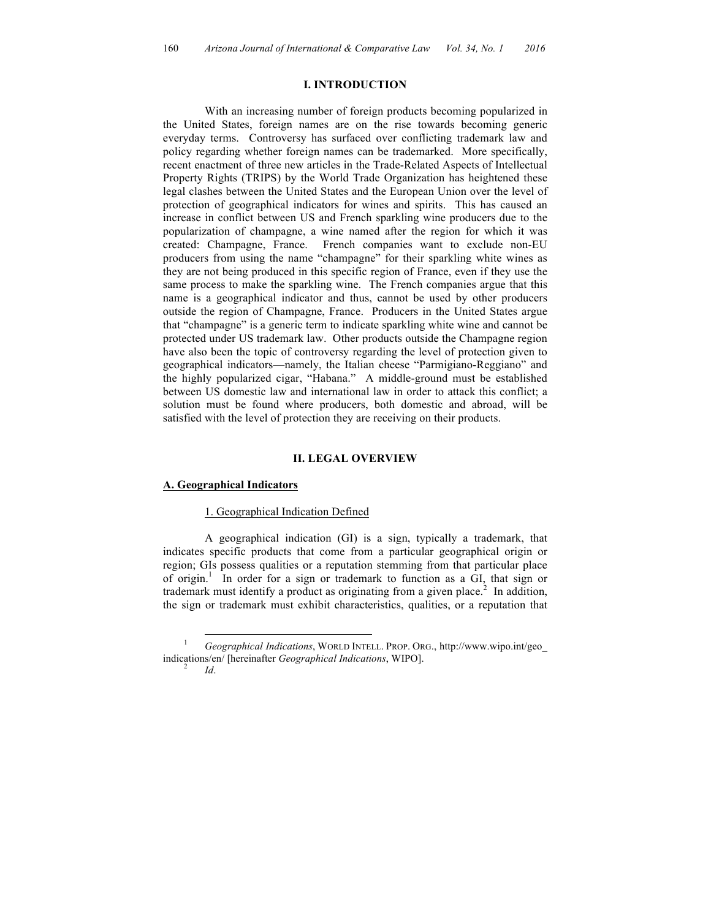## I. INTRODUCTION

With an increasing number of foreign products becoming popularized in the United States, foreign names are on the rise towards becoming generic everyday terms. Controversy has surfaced over conflicting trademark law and policy regarding whether foreign names can be trademarked. More specifically, recent enactment of three new articles in the Trade-Related Aspects of Intellectual Property Rights (TRIPS) by the World Trade Organization has heightened these legal clashes between the United States and the European Union over the level of protection of geographical indicators for wines and spirits. This has caused an increase in conflict between US and French sparkling wine producers due to the popularization of champagne, a wine named after the region for which it was created: Champagne, France. French companies want to exclude non-EU producers from using the name "champagne" for their sparkling white wines as they are not being produced in this specific region of France, even if they use the same process to make the sparkling wine. The French companies argue that this name is a geographical indicator and thus, cannot be used by other producers outside the region of Champagne, France. Producers in the United States argue that "champagne" is a generic term to indicate sparkling white wine and cannot be protected under US trademark law. Other products outside the Champagne region have also been the topic of controversy regarding the level of protection given to geographical indicators—namely, the Italian cheese "Parmigiano-Reggiano" and the highly popularized cigar, "Habana." A middle-ground must be established between US domestic law and international law in order to attack this conflict; a solution must be found where producers, both domestic and abroad, will be satisfied with the level of protection they are receiving on their products.

## II. LEGAL OVERVIEW

### A. Geographical Indicators

#### 1. Geographical Indication Defined

A geographical indication (GI) is a sign, typically a trademark, that indicates specific products that come from a particular geographical origin or region; GIs possess qualities or a reputation stemming from that particular place of origin.[1] In order for a sign or trademark to function as a GI, that sign or trademark must identify a product as originating from a given place.[2] In addition, the sign or trademark must exhibit characteristics, qualities, or a reputation that

---

[1] *Geographical Indications*, WORLD INTELL. PROP. ORG., http://www.wipo.int/geo_indications/en/ [hereinafter *Geographical Indications*, WIPO].

[2] *Id*.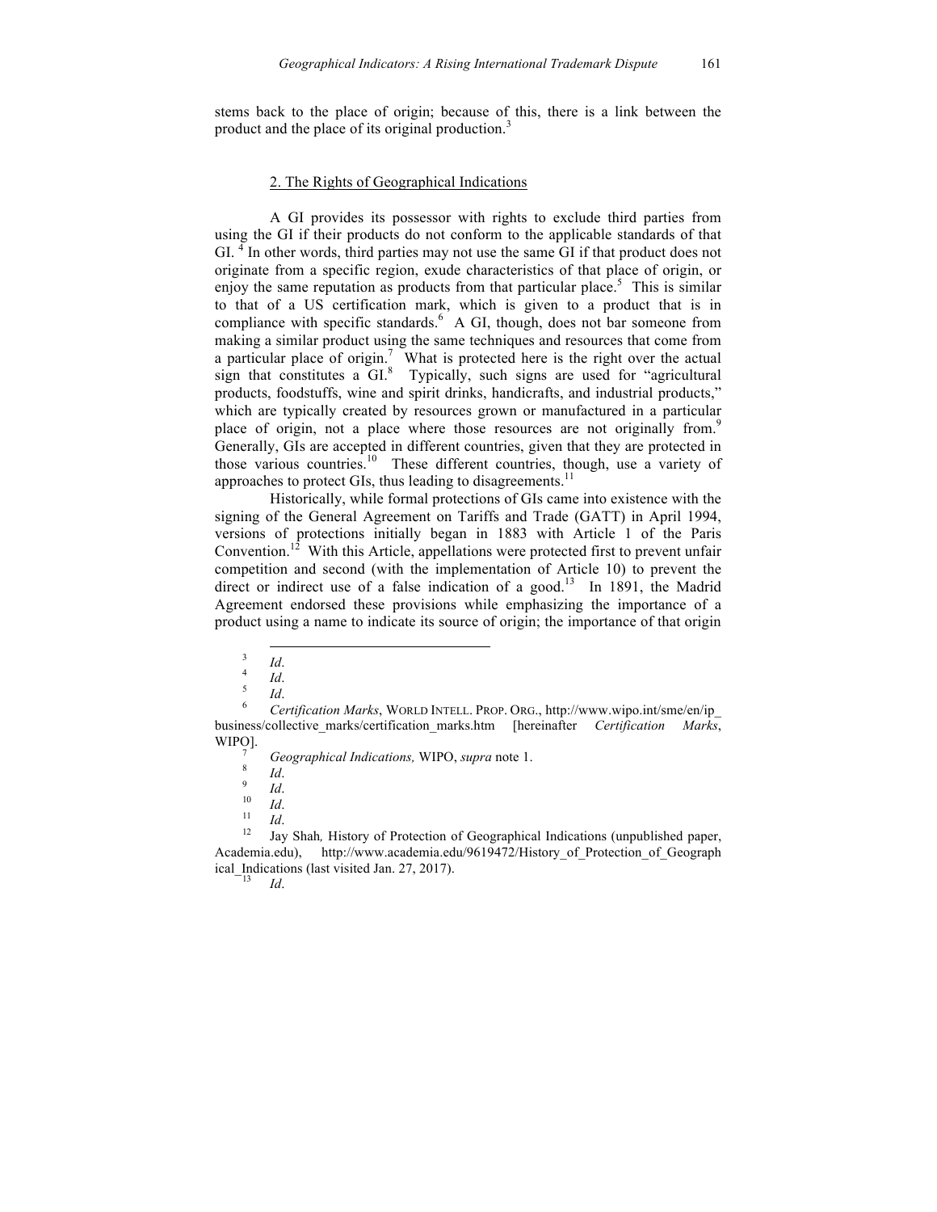stems back to the place of origin; because of this, there is a link between the product and the place of its original production.[3]

## 2. The Rights of Geographical Indications

A GI provides its possessor with rights to exclude third parties from using the GI if their products do not conform to the applicable standards of that GI.[4] In other words, third parties may not use the same GI if that product does not originate from a specific region, exude characteristics of that place of origin, or enjoy the same reputation as products from that particular place.[5] This is similar to that of a US certification mark, which is given to a product that is in compliance with specific standards.[6] A GI, though, does not bar someone from making a similar product using the same techniques and resources that come from a particular place of origin.[7] What is protected here is the right over the actual sign that constitutes a GI.[8] Typically, such signs are used for "agricultural products, foodstuffs, wine and spirit drinks, handicrafts, and industrial products," which are typically created by resources grown or manufactured in a particular place of origin, not a place where those resources are not originally from.[9] Generally, GIs are accepted in different countries, given that they are protected in those various countries.[10] These different countries, though, use a variety of approaches to protect GIs, thus leading to disagreements.[11]

Historically, while formal protections of GIs came into existence with the signing of the General Agreement on Tariffs and Trade (GATT) in April 1994, versions of protections initially began in 1883 with Article 1 of the Paris Convention.[12] With this Article, appellations were protected first to prevent unfair competition and second (with the implementation of Article 10) to prevent the direct or indirect use of a false indication of a good.[13] In 1891, the Madrid Agreement endorsed these provisions while emphasizing the importance of a product using a name to indicate its source of origin; the importance of that origin

---

[3] *Id*.

[4] *Id*.

[5] *Id*.

[6] *Certification Marks*, WORLD INTELL. PROP. ORG., http://www.wipo.int/sme/en/ip_business/collective_marks/certification_marks.htm [hereinafter *Certification Marks*, WIPO].

[7] *Geographical Indications,* WIPO, *supra* note 1.

[8] *Id*.

[9] *Id*.

[10] *Id*.

[11] *Id*.

[12] Jay Shah*,* History of Protection of Geographical Indications (unpublished paper, Academia.edu), http://www.academia.edu/9619472/History_of_Protection_of_Geographical_Indications (last visited Jan. 27, 2017).

[13] *Id*.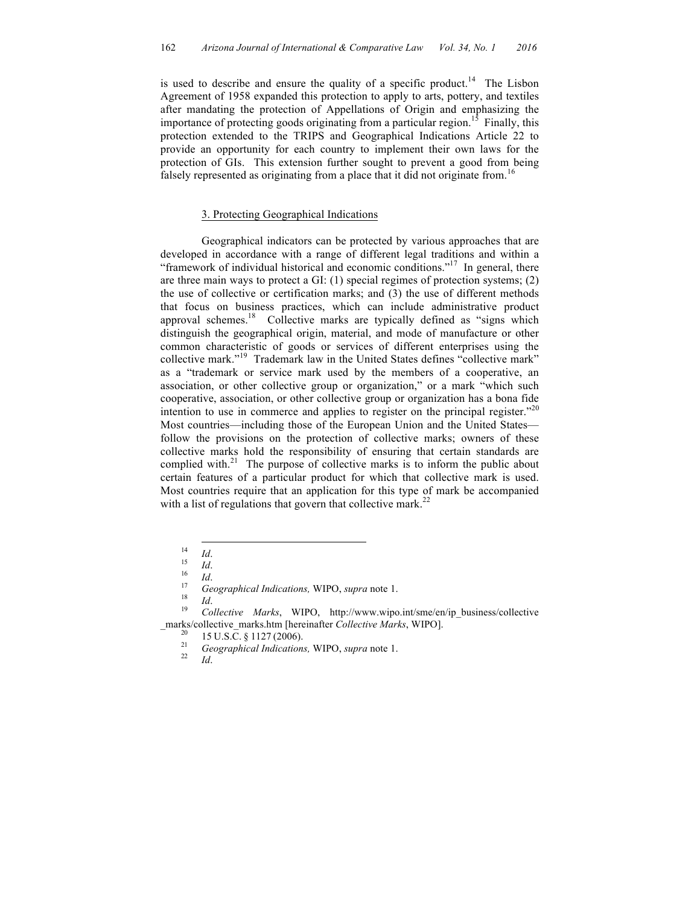is used to describe and ensure the quality of a specific product.[14] The Lisbon Agreement of 1958 expanded this protection to apply to arts, pottery, and textiles after mandating the protection of Appellations of Origin and emphasizing the importance of protecting goods originating from a particular region.[15] Finally, this protection extended to the TRIPS and Geographical Indications Article 22 to provide an opportunity for each country to implement their own laws for the protection of GIs. This extension further sought to prevent a good from being falsely represented as originating from a place that it did not originate from.[16]

### 3. Protecting Geographical Indications

Geographical indicators can be protected by various approaches that are developed in accordance with a range of different legal traditions and within a "framework of individual historical and economic conditions."[17] In general, there are three main ways to protect a GI: (1) special regimes of protection systems; (2) the use of collective or certification marks; and (3) the use of different methods that focus on business practices, which can include administrative product approval schemes.[18] Collective marks are typically defined as "signs which distinguish the geographical origin, material, and mode of manufacture or other common characteristic of goods or services of different enterprises using the collective mark."[19] Trademark law in the United States defines "collective mark" as a "trademark or service mark used by the members of a cooperative, an association, or other collective group or organization," or a mark "which such cooperative, association, or other collective group or organization has a bona fide intention to use in commerce and applies to register on the principal register."[20] Most countries—including those of the European Union and the United States—follow the provisions on the protection of collective marks; owners of these collective marks hold the responsibility of ensuring that certain standards are complied with.[21] The purpose of collective marks is to inform the public about certain features of a particular product for which that collective mark is used. Most countries require that an application for this type of mark be accompanied with a list of regulations that govern that collective mark.[22]

---

[14] *Id*.

[15] *Id*.

[16] *Id*.

[17] *Geographical Indications,* WIPO, *supra* note 1.

[18] *Id*.

[19] *Collective Marks*, WIPO, http://www.wipo.int/sme/en/ip_business/collective_marks/collective_marks.htm [hereinafter *Collective Marks*, WIPO].

[20] 15 U.S.C. § 1127 (2006).

[21] *Geographical Indications,* WIPO, *supra* note 1.

[22] *Id*.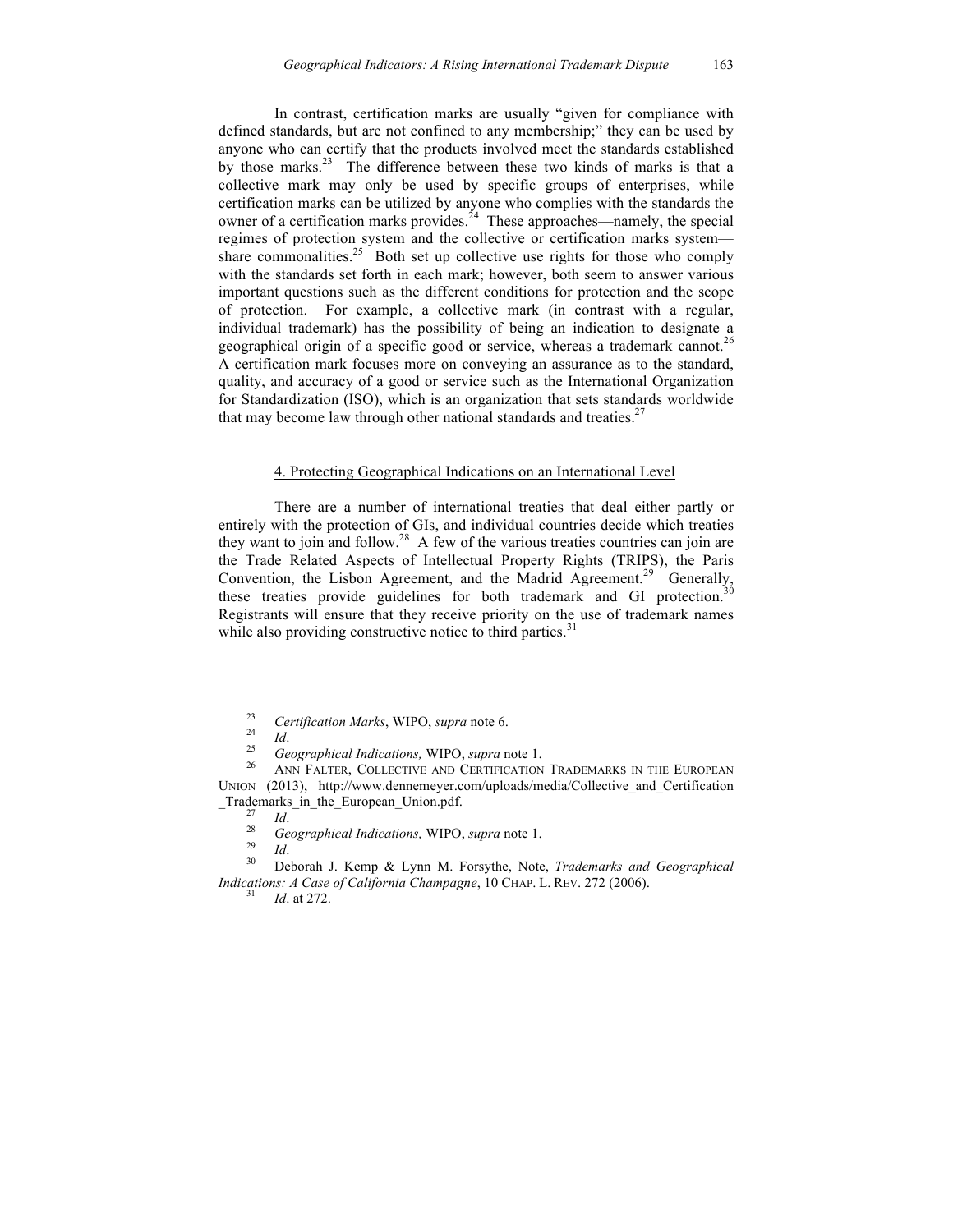In contrast, certification marks are usually "given for compliance with defined standards, but are not confined to any membership;" they can be used by anyone who can certify that the products involved meet the standards established by those marks.[23] The difference between these two kinds of marks is that a collective mark may only be used by specific groups of enterprises, while certification marks can be utilized by anyone who complies with the standards the owner of a certification marks provides.[24] These approaches—namely, the special regimes of protection system and the collective or certification marks system—share commonalities.[25] Both set up collective use rights for those who comply with the standards set forth in each mark; however, both seem to answer various important questions such as the different conditions for protection and the scope of protection. For example, a collective mark (in contrast with a regular, individual trademark) has the possibility of being an indication to designate a geographical origin of a specific good or service, whereas a trademark cannot.[26] A certification mark focuses more on conveying an assurance as to the standard, quality, and accuracy of a good or service such as the International Organization for Standardization (ISO), which is an organization that sets standards worldwide that may become law through other national standards and treaties.[27]

### 4. Protecting Geographical Indications on an International Level

There are a number of international treaties that deal either partly or entirely with the protection of GIs, and individual countries decide which treaties they want to join and follow.[28] A few of the various treaties countries can join are the Trade Related Aspects of Intellectual Property Rights (TRIPS), the Paris Convention, the Lisbon Agreement, and the Madrid Agreement.[29] Generally, these treaties provide guidelines for both trademark and GI protection.[30] Registrants will ensure that they receive priority on the use of trademark names while also providing constructive notice to third parties.[31]

---

[23] *Certification Marks*, WIPO, *supra* note 6.

[24] *Id*.

[25] *Geographical Indications,* WIPO, *supra* note 1.

[26] ANN FALTER, COLLECTIVE AND CERTIFICATION TRADEMARKS IN THE EUROPEAN UNION (2013), http://www.dennemeyer.com/uploads/media/Collective_and_Certification_Trademarks_in_the_European_Union.pdf.

[27] *Id*.

[28] *Geographical Indications,* WIPO, *supra* note 1.

[29] *Id*.

[30] Deborah J. Kemp & Lynn M. Forsythe, Note, *Trademarks and Geographical Indications: A Case of California Champagne*, 10 CHAP. L. REV. 272 (2006).

[31] *Id*. at 272.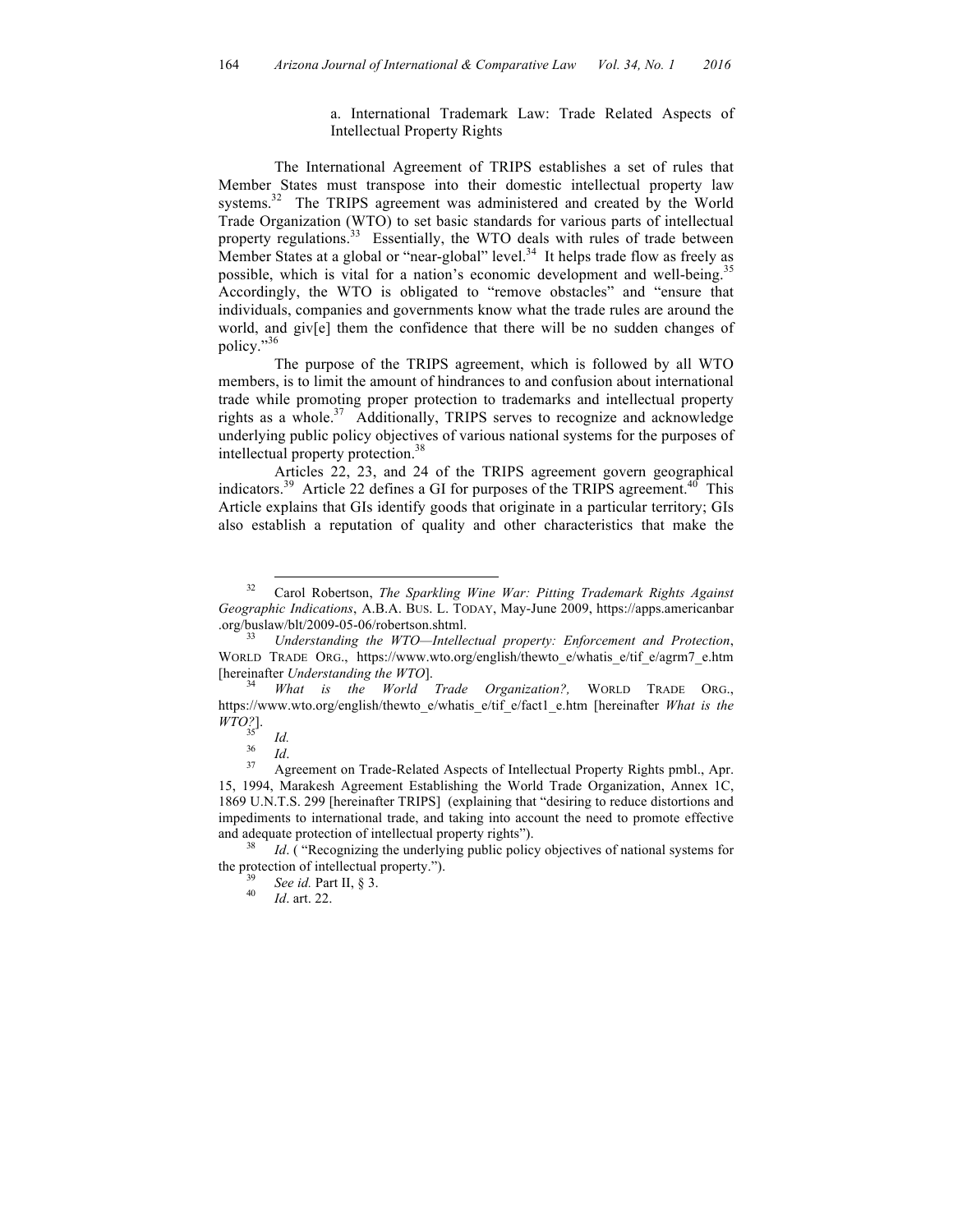### a. International Trademark Law: Trade Related Aspects of Intellectual Property Rights

The International Agreement of TRIPS establishes a set of rules that Member States must transpose into their domestic intellectual property law systems.[32] The TRIPS agreement was administered and created by the World Trade Organization (WTO) to set basic standards for various parts of intellectual property regulations.[33] Essentially, the WTO deals with rules of trade between Member States at a global or "near-global" level.[34] It helps trade flow as freely as possible, which is vital for a nation's economic development and well-being.[35] Accordingly, the WTO is obligated to "remove obstacles" and "ensure that individuals, companies and governments know what the trade rules are around the world, and giv[e] them the confidence that there will be no sudden changes of policy."[36]

The purpose of the TRIPS agreement, which is followed by all WTO members, is to limit the amount of hindrances to and confusion about international trade while promoting proper protection to trademarks and intellectual property rights as a whole.[37] Additionally, TRIPS serves to recognize and acknowledge underlying public policy objectives of various national systems for the purposes of intellectual property protection.[38]

Articles 22, 23, and 24 of the TRIPS agreement govern geographical indicators.[39] Article 22 defines a GI for purposes of the TRIPS agreement.[40] This Article explains that GIs identify goods that originate in a particular territory; GIs also establish a reputation of quality and other characteristics that make the

---

[32] Carol Robertson, *The Sparkling Wine War: Pitting Trademark Rights Against Geographic Indications*, A.B.A. BUS. L. TODAY, May-June 2009, https://apps.americanbar.org/buslaw/blt/2009-05-06/robertson.shtml.

[33] *Understanding the WTO—Intellectual property: Enforcement and Protection*, WORLD TRADE ORG., https://www.wto.org/english/thewto_e/whatis_e/tif_e/agrm7_e.htm [hereinafter *Understanding the WTO*].

[34] *What is the World Trade Organization?,* WORLD TRADE ORG., https://www.wto.org/english/thewto_e/whatis_e/tif_e/fact1_e.htm [hereinafter *What is the WTO?*].

[35] *Id.*

[36] *Id*.

[37] Agreement on Trade-Related Aspects of Intellectual Property Rights pmbl., Apr. 15, 1994, Marakesh Agreement Establishing the World Trade Organization, Annex 1C, 1869 U.N.T.S. 299 [hereinafter TRIPS] (explaining that "desiring to reduce distortions and impediments to international trade, and taking into account the need to promote effective and adequate protection of intellectual property rights").

[38] *Id*. ( "Recognizing the underlying public policy objectives of national systems for the protection of intellectual property.").

[39] *See id.* Part II, § 3.

[40] *Id*. art. 22.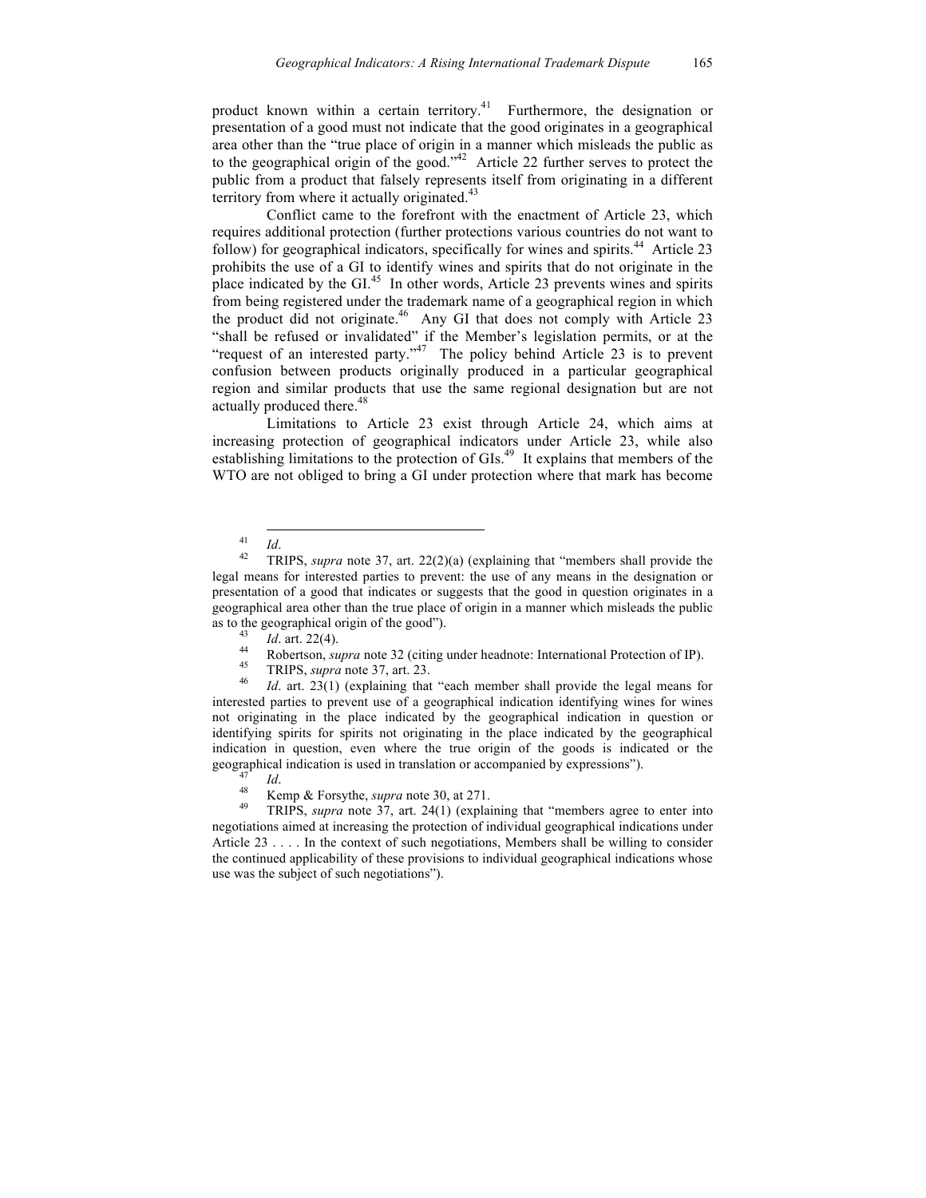product known within a certain territory.[41] Furthermore, the designation or presentation of a good must not indicate that the good originates in a geographical area other than the "true place of origin in a manner which misleads the public as to the geographical origin of the good."[42] Article 22 further serves to protect the public from a product that falsely represents itself from originating in a different territory from where it actually originated.[43]

Conflict came to the forefront with the enactment of Article 23, which requires additional protection (further protections various countries do not want to follow) for geographical indicators, specifically for wines and spirits.[44] Article 23 prohibits the use of a GI to identify wines and spirits that do not originate in the place indicated by the GI.[45] In other words, Article 23 prevents wines and spirits from being registered under the trademark name of a geographical region in which the product did not originate.[46] Any GI that does not comply with Article 23 "shall be refused or invalidated" if the Member's legislation permits, or at the "request of an interested party."[47] The policy behind Article 23 is to prevent confusion between products originally produced in a particular geographical region and similar products that use the same regional designation but are not actually produced there.[48]

Limitations to Article 23 exist through Article 24, which aims at increasing protection of geographical indicators under Article 23, while also establishing limitations to the protection of GIs.[49] It explains that members of the WTO are not obliged to bring a GI under protection where that mark has become

---

[41] *Id*.

[42] TRIPS, *supra* note 37, art. 22(2)(a) (explaining that "members shall provide the legal means for interested parties to prevent: the use of any means in the designation or presentation of a good that indicates or suggests that the good in question originates in a geographical area other than the true place of origin in a manner which misleads the public as to the geographical origin of the good").

[43] *Id*. art. 22(4).

[44] Robertson, *supra* note 32 (citing under headnote: International Protection of IP).

[45] TRIPS, *supra* note 37, art. 23.

[46] *Id*. art. 23(1) (explaining that "each member shall provide the legal means for interested parties to prevent use of a geographical indication identifying wines for wines not originating in the place indicated by the geographical indication in question or identifying spirits for spirits not originating in the place indicated by the geographical indication in question, even where the true origin of the goods is indicated or the geographical indication is used in translation or accompanied by expressions").

[47] *Id*.

[48] Kemp & Forsythe, *supra* note 30, at 271.

[49] TRIPS, *supra* note 37, art. 24(1) (explaining that "members agree to enter into negotiations aimed at increasing the protection of individual geographical indications under Article 23 . . . . In the context of such negotiations, Members shall be willing to consider the continued applicability of these provisions to individual geographical indications whose use was the subject of such negotiations").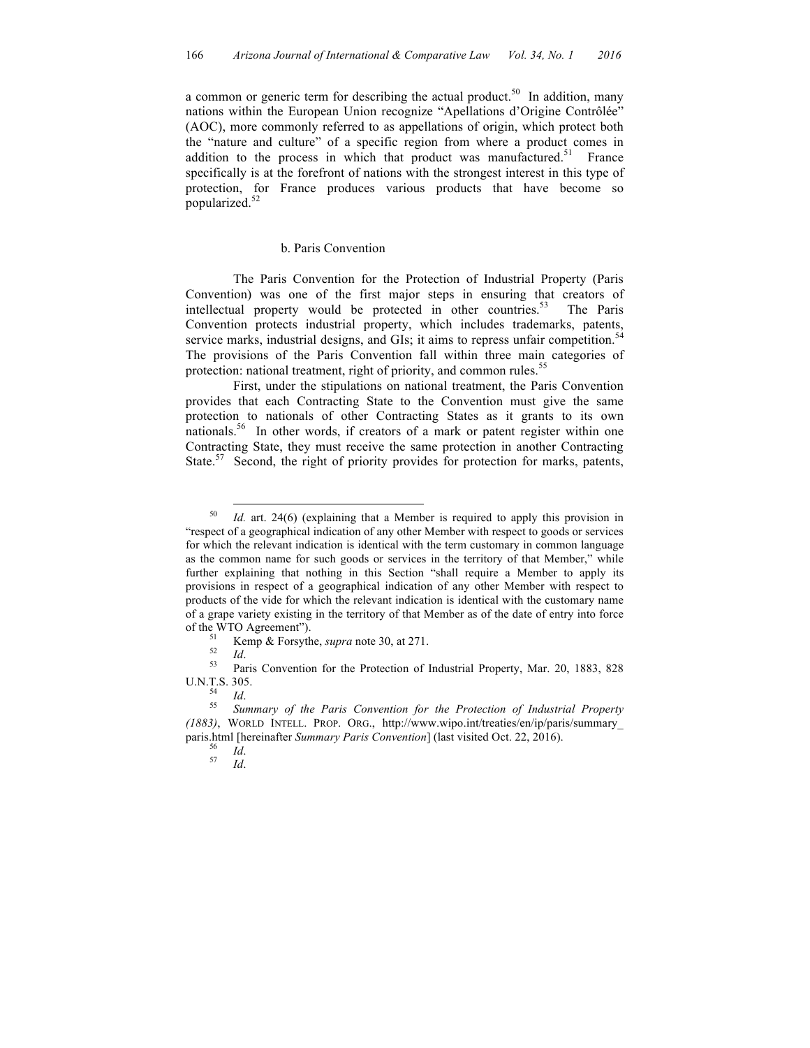a common or generic term for describing the actual product.[50] In addition, many nations within the European Union recognize "Apellations d'Origine Contrôlée" (AOC), more commonly referred to as appellations of origin, which protect both the "nature and culture" of a specific region from where a product comes in addition to the process in which that product was manufactured.[51] France specifically is at the forefront of nations with the strongest interest in this type of protection, for France produces various products that have become so popularized.[52]

### b. Paris Convention

The Paris Convention for the Protection of Industrial Property (Paris Convention) was one of the first major steps in ensuring that creators of intellectual property would be protected in other countries.[53] The Paris Convention protects industrial property, which includes trademarks, patents, service marks, industrial designs, and GIs; it aims to repress unfair competition.[54] The provisions of the Paris Convention fall within three main categories of protection: national treatment, right of priority, and common rules.[55]

First, under the stipulations on national treatment, the Paris Convention provides that each Contracting State to the Convention must give the same protection to nationals of other Contracting States as it grants to its own nationals.[56] In other words, if creators of a mark or patent register within one Contracting State, they must receive the same protection in another Contracting State.[57] Second, the right of priority provides for protection for marks, patents,

---

[50] *Id.* art. 24(6) (explaining that a Member is required to apply this provision in "respect of a geographical indication of any other Member with respect to goods or services for which the relevant indication is identical with the term customary in common language as the common name for such goods or services in the territory of that Member," while further explaining that nothing in this Section "shall require a Member to apply its provisions in respect of a geographical indication of any other Member with respect to products of the vide for which the relevant indication is identical with the customary name of a grape variety existing in the territory of that Member as of the date of entry into force of the WTO Agreement").

[51] Kemp & Forsythe, *supra* note 30, at 271.

[52] *Id*.

[53] Paris Convention for the Protection of Industrial Property, Mar. 20, 1883, 828 U.N.T.S. 305.

[54] *Id*.

[55] *Summary of the Paris Convention for the Protection of Industrial Property (1883)*, WORLD INTELL. PROP. ORG., http://www.wipo.int/treaties/en/ip/paris/summary_paris.html [hereinafter *Summary Paris Convention*] (last visited Oct. 22, 2016).

[56] *Id*.

[57] *Id*.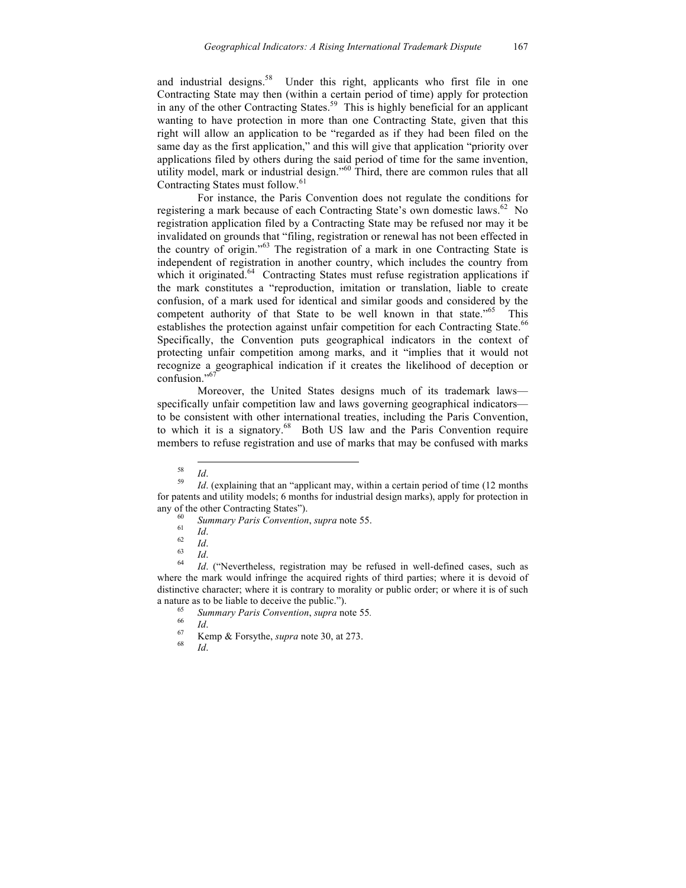and industrial designs.[58] Under this right, applicants who first file in one Contracting State may then (within a certain period of time) apply for protection in any of the other Contracting States.[59] This is highly beneficial for an applicant wanting to have protection in more than one Contracting State, given that this right will allow an application to be "regarded as if they had been filed on the same day as the first application," and this will give that application "priority over applications filed by others during the said period of time for the same invention, utility model, mark or industrial design."[60] Third, there are common rules that all Contracting States must follow.[61]

For instance, the Paris Convention does not regulate the conditions for registering a mark because of each Contracting State's own domestic laws.[62] No registration application filed by a Contracting State may be refused nor may it be invalidated on grounds that "filing, registration or renewal has not been effected in the country of origin."[63] The registration of a mark in one Contracting State is independent of registration in another country, which includes the country from which it originated.[64] Contracting States must refuse registration applications if the mark constitutes a "reproduction, imitation or translation, liable to create confusion, of a mark used for identical and similar goods and considered by the competent authority of that State to be well known in that state."[65] This establishes the protection against unfair competition for each Contracting State.[66] Specifically, the Convention puts geographical indicators in the context of protecting unfair competition among marks, and it "implies that it would not recognize a geographical indication if it creates the likelihood of deception or confusion."[67]

Moreover, the United States designs much of its trademark laws—specifically unfair competition law and laws governing geographical indicators—to be consistent with other international treaties, including the Paris Convention, to which it is a signatory.[68] Both US law and the Paris Convention require members to refuse registration and use of marks that may be confused with marks

---

[58] *Id*.

[59] *Id*. (explaining that an "applicant may, within a certain period of time (12 months for patents and utility models; 6 months for industrial design marks), apply for protection in any of the other Contracting States").

[60] *Summary Paris Convention*, *supra* note 55.

[61] *Id*.

[62] *Id*.

[63] *Id*.

[64] *Id*. ("Nevertheless, registration may be refused in well-defined cases, such as where the mark would infringe the acquired rights of third parties; where it is devoid of distinctive character; where it is contrary to morality or public order; or where it is of such a nature as to be liable to deceive the public.").

[65] *Summary Paris Convention*, *supra* note 55.

[66] *Id*.

[67] Kemp & Forsythe, *supra* note 30, at 273.

[68] *Id*.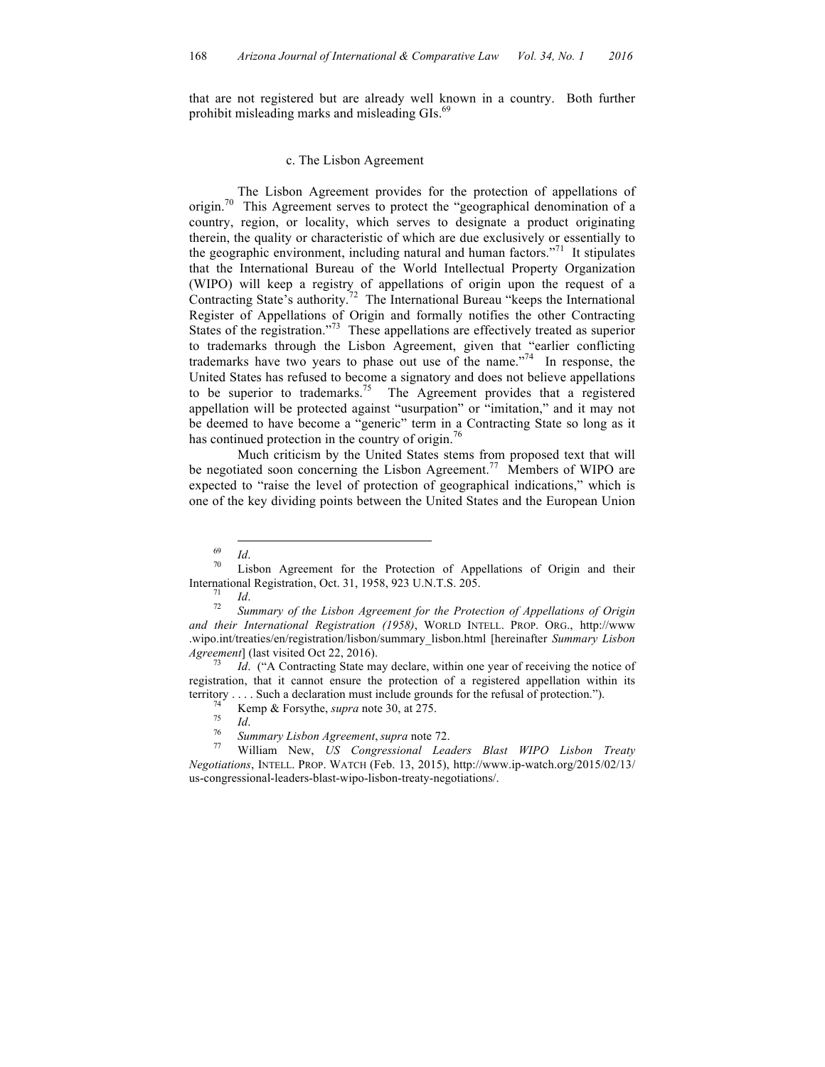that are not registered but are already well known in a country. Both further prohibit misleading marks and misleading GIs.[69]

### c. The Lisbon Agreement

The Lisbon Agreement provides for the protection of appellations of origin.[70] This Agreement serves to protect the "geographical denomination of a country, region, or locality, which serves to designate a product originating therein, the quality or characteristic of which are due exclusively or essentially to the geographic environment, including natural and human factors."[71] It stipulates that the International Bureau of the World Intellectual Property Organization (WIPO) will keep a registry of appellations of origin upon the request of a Contracting State's authority.[72] The International Bureau "keeps the International Register of Appellations of Origin and formally notifies the other Contracting States of the registration."[73] These appellations are effectively treated as superior to trademarks through the Lisbon Agreement, given that "earlier conflicting trademarks have two years to phase out use of the name."[74] In response, the United States has refused to become a signatory and does not believe appellations to be superior to trademarks.[75] The Agreement provides that a registered appellation will be protected against "usurpation" or "imitation," and it may not be deemed to have become a "generic" term in a Contracting State so long as it has continued protection in the country of origin.[76]

Much criticism by the United States stems from proposed text that will be negotiated soon concerning the Lisbon Agreement.[77] Members of WIPO are expected to "raise the level of protection of geographical indications," which is one of the key dividing points between the United States and the European Union

---

[69] *Id*.

[70] Lisbon Agreement for the Protection of Appellations of Origin and their International Registration, Oct. 31, 1958, 923 U.N.T.S. 205.

[71] *Id*.

[72] *Summary of the Lisbon Agreement for the Protection of Appellations of Origin and their International Registration (1958)*, WORLD INTELL. PROP. ORG., http://www.wipo.int/treaties/en/registration/lisbon/summary_lisbon.html [hereinafter *Summary Lisbon Agreement*] (last visited Oct 22, 2016).

[73] *Id*. ("A Contracting State may declare, within one year of receiving the notice of registration, that it cannot ensure the protection of a registered appellation within its territory . . . . Such a declaration must include grounds for the refusal of protection.").

[74] Kemp & Forsythe, *supra* note 30, at 275.

[75] *Id*.

[76] *Summary Lisbon Agreement*, *supra* note 72.

[77] William New, *US Congressional Leaders Blast WIPO Lisbon Treaty Negotiations*, INTELL. PROP. WATCH (Feb. 13, 2015), http://www.ip-watch.org/2015/02/13/us-congressional-leaders-blast-wipo-lisbon-treaty-negotiations/.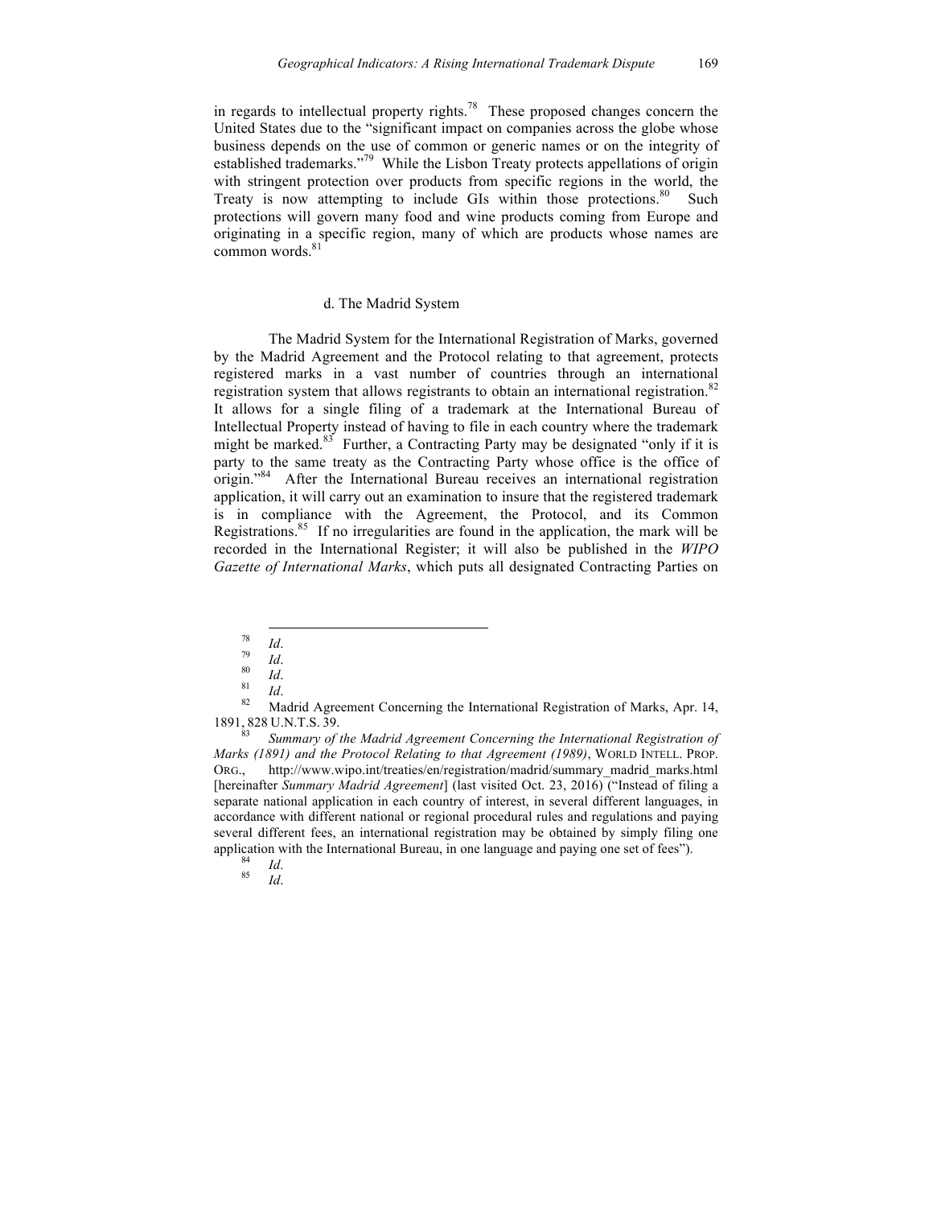in regards to intellectual property rights.[78] These proposed changes concern the United States due to the "significant impact on companies across the globe whose business depends on the use of common or generic names or on the integrity of established trademarks."[79] While the Lisbon Treaty protects appellations of origin with stringent protection over products from specific regions in the world, the Treaty is now attempting to include GIs within those protections.[80] Such protections will govern many food and wine products coming from Europe and originating in a specific region, many of which are products whose names are common words.[81]

### d. The Madrid System

The Madrid System for the International Registration of Marks, governed by the Madrid Agreement and the Protocol relating to that agreement, protects registered marks in a vast number of countries through an international registration system that allows registrants to obtain an international registration.[82] It allows for a single filing of a trademark at the International Bureau of Intellectual Property instead of having to file in each country where the trademark might be marked.[83] Further, a Contracting Party may be designated "only if it is party to the same treaty as the Contracting Party whose office is the office of origin."[84] After the International Bureau receives an international registration application, it will carry out an examination to insure that the registered trademark is in compliance with the Agreement, the Protocol, and its Common Registrations.[85] If no irregularities are found in the application, the mark will be recorded in the International Register; it will also be published in the *WIPO Gazette of International Marks*, which puts all designated Contracting Parties on

---

[78] *Id*.

[79] *Id*.

[80] *Id*.

[81] *Id*.

[82] Madrid Agreement Concerning the International Registration of Marks, Apr. 14, 1891, 828 U.N.T.S. 39.

[83] *Summary of the Madrid Agreement Concerning the International Registration of Marks (1891) and the Protocol Relating to that Agreement (1989)*, WORLD INTELL. PROP. ORG., http://www.wipo.int/treaties/en/registration/madrid/summary_madrid_marks.html [hereinafter *Summary Madrid Agreement*] (last visited Oct. 23, 2016) ("Instead of filing a separate national application in each country of interest, in several different languages, in accordance with different national or regional procedural rules and regulations and paying several different fees, an international registration may be obtained by simply filing one application with the International Bureau, in one language and paying one set of fees").

[84] *Id*.

[85] *Id*.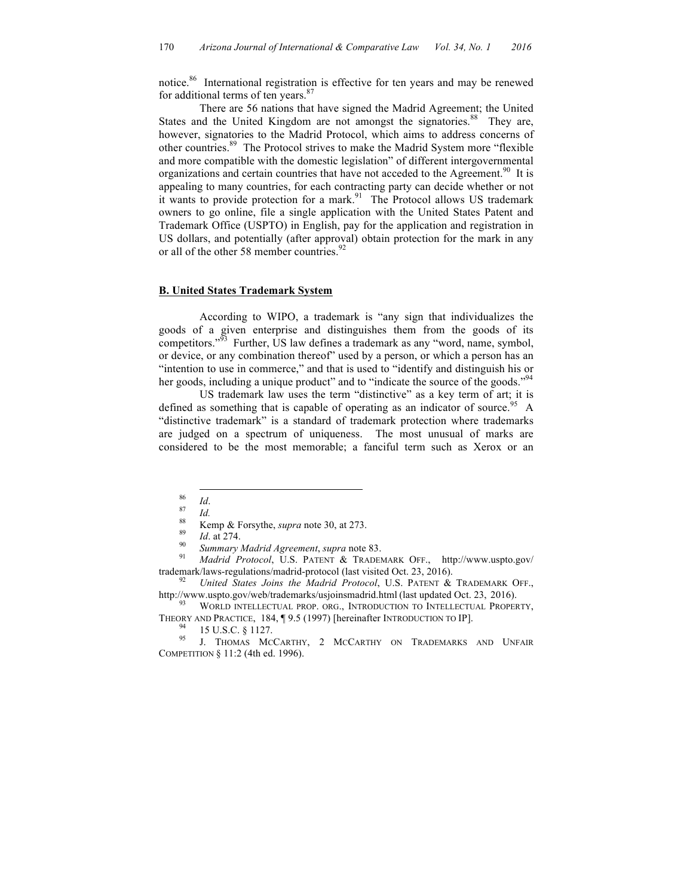notice.[86] International registration is effective for ten years and may be renewed for additional terms of ten years.[87]

There are 56 nations that have signed the Madrid Agreement; the United States and the United Kingdom are not amongst the signatories.[88] They are, however, signatories to the Madrid Protocol, which aims to address concerns of other countries.[89] The Protocol strives to make the Madrid System more "flexible and more compatible with the domestic legislation" of different intergovernmental organizations and certain countries that have not acceded to the Agreement.[90] It is appealing to many countries, for each contracting party can decide whether or not it wants to provide protection for a mark.[91] The Protocol allows US trademark owners to go online, file a single application with the United States Patent and Trademark Office (USPTO) in English, pay for the application and registration in US dollars, and potentially (after approval) obtain protection for the mark in any or all of the other 58 member countries.[92]

## B. United States Trademark System

According to WIPO, a trademark is "any sign that individualizes the goods of a given enterprise and distinguishes them from the goods of its competitors."[93] Further, US law defines a trademark as any "word, name, symbol, or device, or any combination thereof" used by a person, or which a person has an "intention to use in commerce," and that is used to "identify and distinguish his or her goods, including a unique product" and to "indicate the source of the goods."[94]

US trademark law uses the term "distinctive" as a key term of art; it is defined as something that is capable of operating as an indicator of source.[95] A "distinctive trademark" is a standard of trademark protection where trademarks are judged on a spectrum of uniqueness. The most unusual of marks are considered to be the most memorable; a fanciful term such as Xerox or an

---

[86] *Id*.

[87] *Id.*

[88] Kemp & Forsythe, *supra* note 30, at 273.

[89] *Id*. at 274.

[90] *Summary Madrid Agreement*, *supra* note 83.

[91] *Madrid Protocol*, U.S. PATENT & TRADEMARK OFF., http://www.uspto.gov/trademark/laws-regulations/madrid-protocol (last visited Oct. 23, 2016).

[92] *United States Joins the Madrid Protocol*, U.S. PATENT & TRADEMARK OFF., http://www.uspto.gov/web/trademarks/usjoinsmadrid.html (last updated Oct. 23, 2016).

[93] WORLD INTELLECTUAL PROP. ORG., INTRODUCTION TO INTELLECTUAL PROPERTY, THEORY AND PRACTICE, 184, ¶ 9.5 (1997) [hereinafter INTRODUCTION TO IP].

[94] 15 U.S.C. § 1127.

[95] J. THOMAS MCCARTHY, 2 MCCARTHY ON TRADEMARKS AND UNFAIR COMPETITION § 11:2 (4th ed. 1996).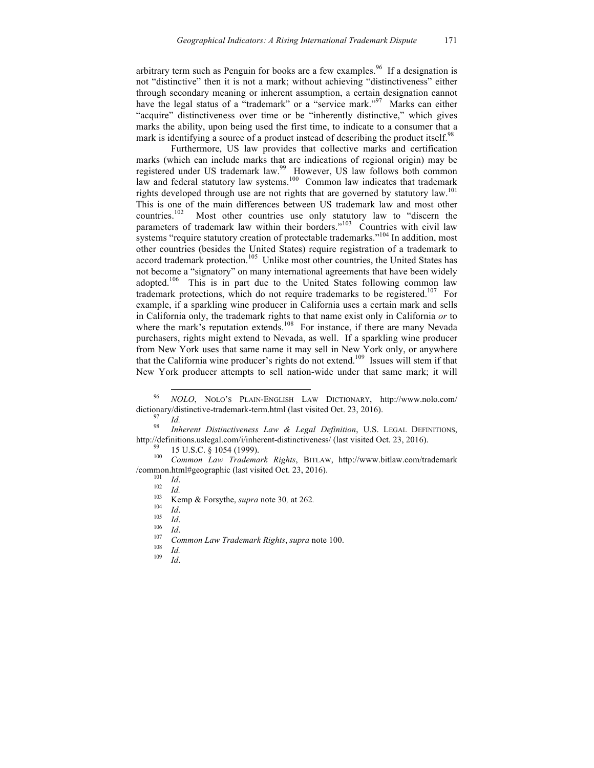arbitrary term such as Penguin for books are a few examples.[96] If a designation is not "distinctive" then it is not a mark; without achieving "distinctiveness" either through secondary meaning or inherent assumption, a certain designation cannot have the legal status of a "trademark" or a "service mark."[97] Marks can either "acquire" distinctiveness over time or be "inherently distinctive," which gives marks the ability, upon being used the first time, to indicate to a consumer that a mark is identifying a source of a product instead of describing the product itself.[98]

Furthermore, US law provides that collective marks and certification marks (which can include marks that are indications of regional origin) may be registered under US trademark law.[99] However, US law follows both common law and federal statutory law systems.[100] Common law indicates that trademark rights developed through use are not rights that are governed by statutory law.[101] This is one of the main differences between US trademark law and most other countries.[102] Most other countries use only statutory law to "discern the parameters of trademark law within their borders."[103] Countries with civil law systems "require statutory creation of protectable trademarks."[104] In addition, most other countries (besides the United States) require registration of a trademark to accord trademark protection.[105] Unlike most other countries, the United States has not become a "signatory" on many international agreements that have been widely adopted.[106] This is in part due to the United States following common law trademark protections, which do not require trademarks to be registered.[107] For example, if a sparkling wine producer in California uses a certain mark and sells in California only, the trademark rights to that name exist only in California *or* to where the mark's reputation extends.[108] For instance, if there are many Nevada purchasers, rights might extend to Nevada, as well. If a sparkling wine producer from New York uses that same name it may sell in New York only, or anywhere that the California wine producer's rights do not extend.[109] Issues will stem if that New York producer attempts to sell nation-wide under that same mark; it will

---

[96] *NOLO*, NOLO'S PLAIN-ENGLISH LAW DICTIONARY, http://www.nolo.com/dictionary/distinctive-trademark-term.html (last visited Oct. 23, 2016).

[97] *Id.*

[98] *Inherent Distinctiveness Law & Legal Definition*, U.S. LEGAL DEFINITIONS, http://definitions.uslegal.com/i/inherent-distinctiveness/ (last visited Oct. 23, 2016).

[99] 15 U.S.C. § 1054 (1999).

[100] *Common Law Trademark Rights*, BITLAW, http://www.bitlaw.com/trademark/common.html#geographic (last visited Oct. 23, 2016).

[101] *Id*.

[102] *Id.*

[103] Kemp & Forsythe, *supra* note 30*,* at 262*.*

[104] *Id*.

[105] *Id*.

[106] *Id*.

[107] *Common Law Trademark Rights*, *supra* note 100.

[108] *Id.*

[109] *Id*.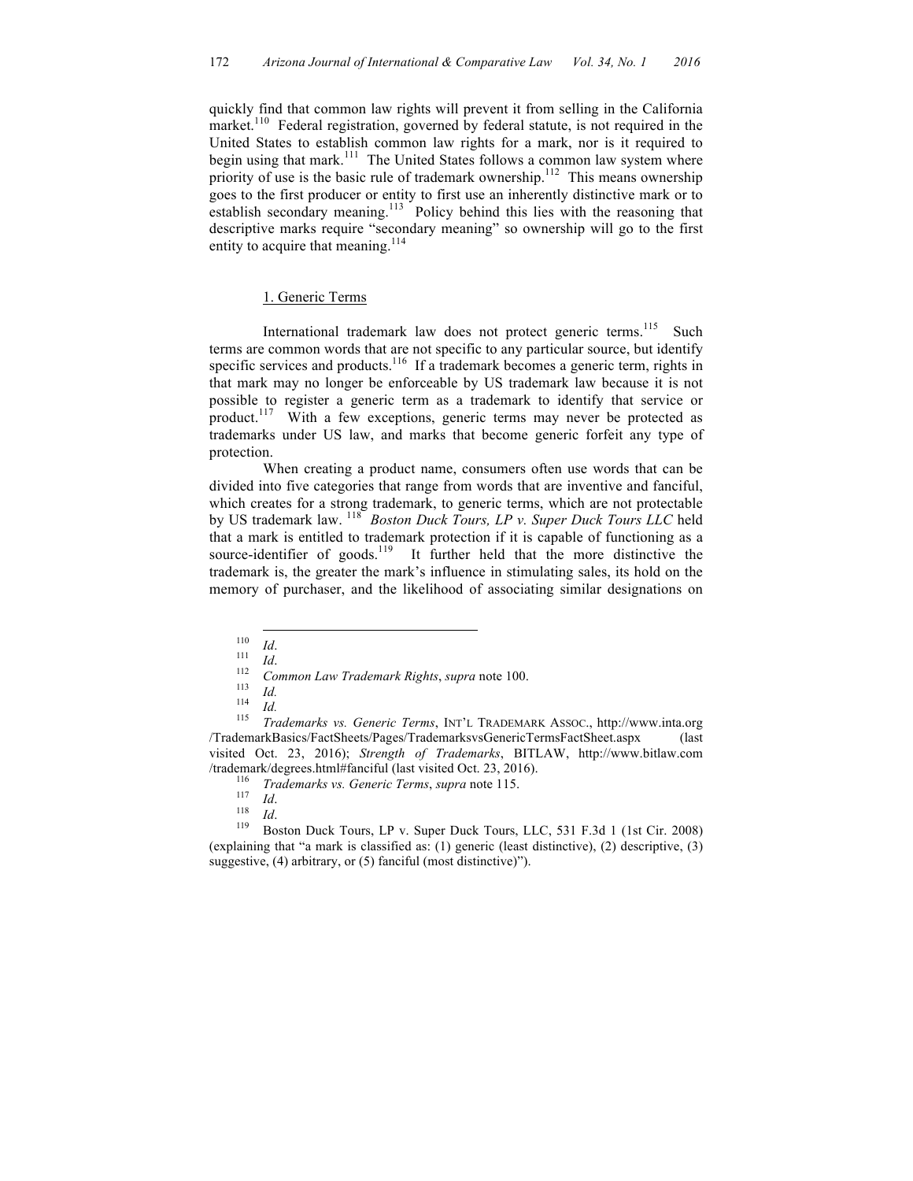quickly find that common law rights will prevent it from selling in the California market.[110] Federal registration, governed by federal statute, is not required in the United States to establish common law rights for a mark, nor is it required to begin using that mark.[111] The United States follows a common law system where priority of use is the basic rule of trademark ownership.[112] This means ownership goes to the first producer or entity to first use an inherently distinctive mark or to establish secondary meaning.[113] Policy behind this lies with the reasoning that descriptive marks require "secondary meaning" so ownership will go to the first entity to acquire that meaning.[114]

#### 1. Generic Terms

International trademark law does not protect generic terms.[115] Such terms are common words that are not specific to any particular source, but identify specific services and products.[116] If a trademark becomes a generic term, rights in that mark may no longer be enforceable by US trademark law because it is not possible to register a generic term as a trademark to identify that service or product.[117] With a few exceptions, generic terms may never be protected as trademarks under US law, and marks that become generic forfeit any type of protection.

When creating a product name, consumers often use words that can be divided into five categories that range from words that are inventive and fanciful, which creates for a strong trademark, to generic terms, which are not protectable by US trademark law.[118] *Boston Duck Tours, LP v. Super Duck Tours LLC* held that a mark is entitled to trademark protection if it is capable of functioning as a source-identifier of goods.[119] It further held that the more distinctive the trademark is, the greater the mark's influence in stimulating sales, its hold on the memory of purchaser, and the likelihood of associating similar designations on

---

[110] *Id*.

[111] *Id*.

[112] *Common Law Trademark Rights*, *supra* note 100.

[113] *Id.*

[114] *Id.*

[115] *Trademarks vs. Generic Terms*, INT'L TRADEMARK ASSOC., http://www.inta.org/TrademarkBasics/FactSheets/Pages/TrademarksvsGenericTermsFactSheet.aspx (last visited Oct. 23, 2016); *Strength of Trademarks*, BITLAW, http://www.bitlaw.com/trademark/degrees.html#fanciful (last visited Oct. 23, 2016).

[116] *Trademarks vs. Generic Terms*, *supra* note 115.

[117] *Id*.

[118] *Id*.

[119] Boston Duck Tours, LP v. Super Duck Tours, LLC, 531 F.3d 1 (1st Cir. 2008) (explaining that "a mark is classified as: (1) generic (least distinctive), (2) descriptive, (3) suggestive, (4) arbitrary, or (5) fanciful (most distinctive)").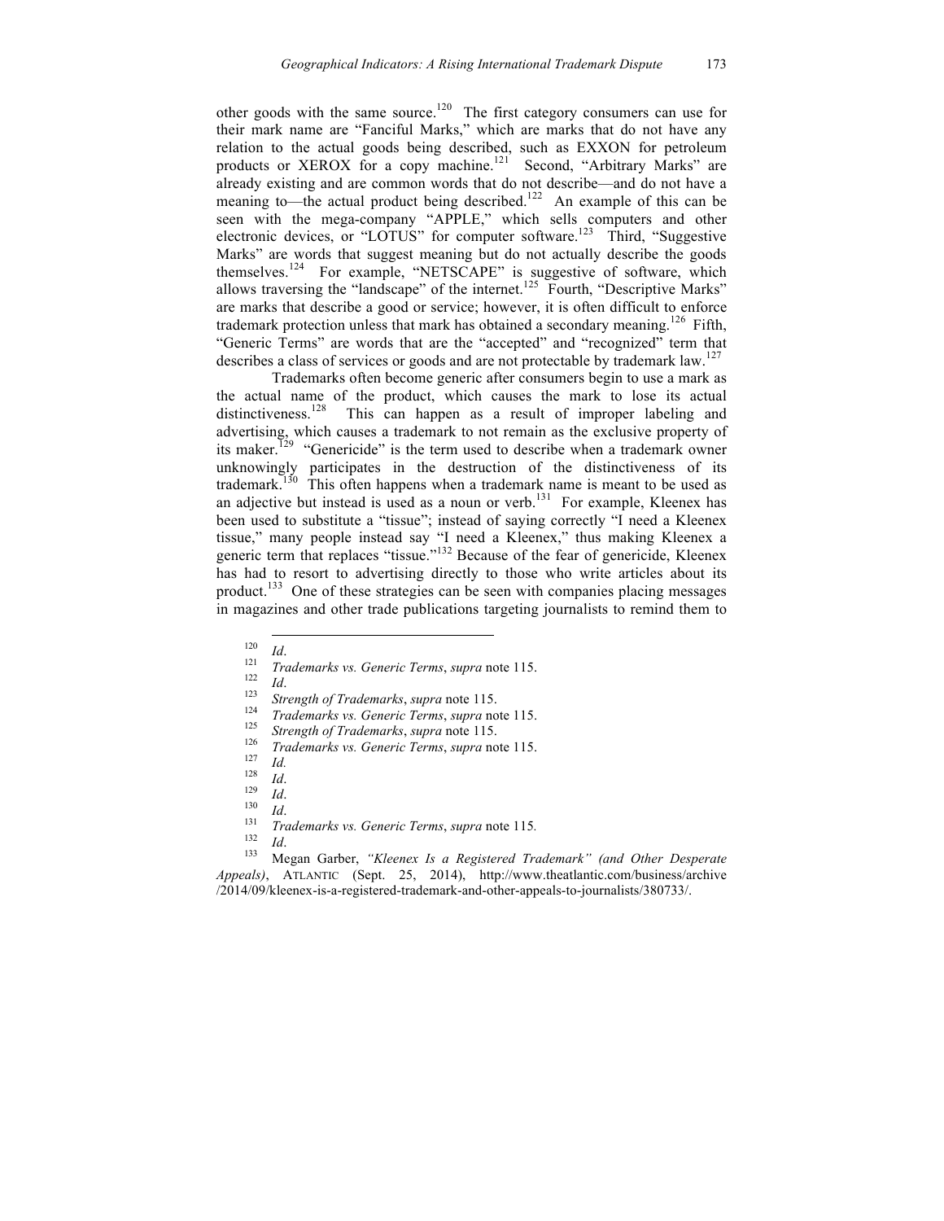other goods with the same source.[120] The first category consumers can use for their mark name are "Fanciful Marks," which are marks that do not have any relation to the actual goods being described, such as EXXON for petroleum products or XEROX for a copy machine.[121] Second, "Arbitrary Marks" are already existing and are common words that do not describe—and do not have a meaning to—the actual product being described.[122] An example of this can be seen with the mega-company "APPLE," which sells computers and other electronic devices, or "LOTUS" for computer software.[123] Third, "Suggestive Marks" are words that suggest meaning but do not actually describe the goods themselves.[124] For example, "NETSCAPE" is suggestive of software, which allows traversing the "landscape" of the internet.[125] Fourth, "Descriptive Marks" are marks that describe a good or service; however, it is often difficult to enforce trademark protection unless that mark has obtained a secondary meaning.[126] Fifth, "Generic Terms" are words that are the "accepted" and "recognized" term that describes a class of services or goods and are not protectable by trademark law.[127]

Trademarks often become generic after consumers begin to use a mark as the actual name of the product, which causes the mark to lose its actual distinctiveness.[128] This can happen as a result of improper labeling and advertising, which causes a trademark to not remain as the exclusive property of its maker.[129] "Genericide" is the term used to describe when a trademark owner unknowingly participates in the destruction of the distinctiveness of its trademark.[130] This often happens when a trademark name is meant to be used as an adjective but instead is used as a noun or verb.[131] For example, Kleenex has been used to substitute a "tissue"; instead of saying correctly "I need a Kleenex tissue," many people instead say "I need a Kleenex," thus making Kleenex a generic term that replaces "tissue."[132] Because of the fear of genericide, Kleenex has had to resort to advertising directly to those who write articles about its product.[133] One of these strategies can be seen with companies placing messages in magazines and other trade publications targeting journalists to remind them to

---

[120] *Id*.

[121] *Trademarks vs. Generic Terms*, *supra* note 115.

[122] *Id*.

[123] *Strength of Trademarks*, *supra* note 115.

[124] *Trademarks vs. Generic Terms*, *supra* note 115.

[125] *Strength of Trademarks*, *supra* note 115.

[126] *Trademarks vs. Generic Terms*, *supra* note 115.

[127] *Id.*

[128] *Id*.

[129] *Id*.

[130] *Id*.

[131] *Trademarks vs. Generic Terms*, *supra* note 115.

[132] *Id*.

[133] Megan Garber, *"Kleenex Is a Registered Trademark" (and Other Desperate Appeals)*, ATLANTIC (Sept. 25, 2014), http://www.theatlantic.com/business/archive/2014/09/kleenex-is-a-registered-trademark-and-other-appeals-to-journalists/380733/.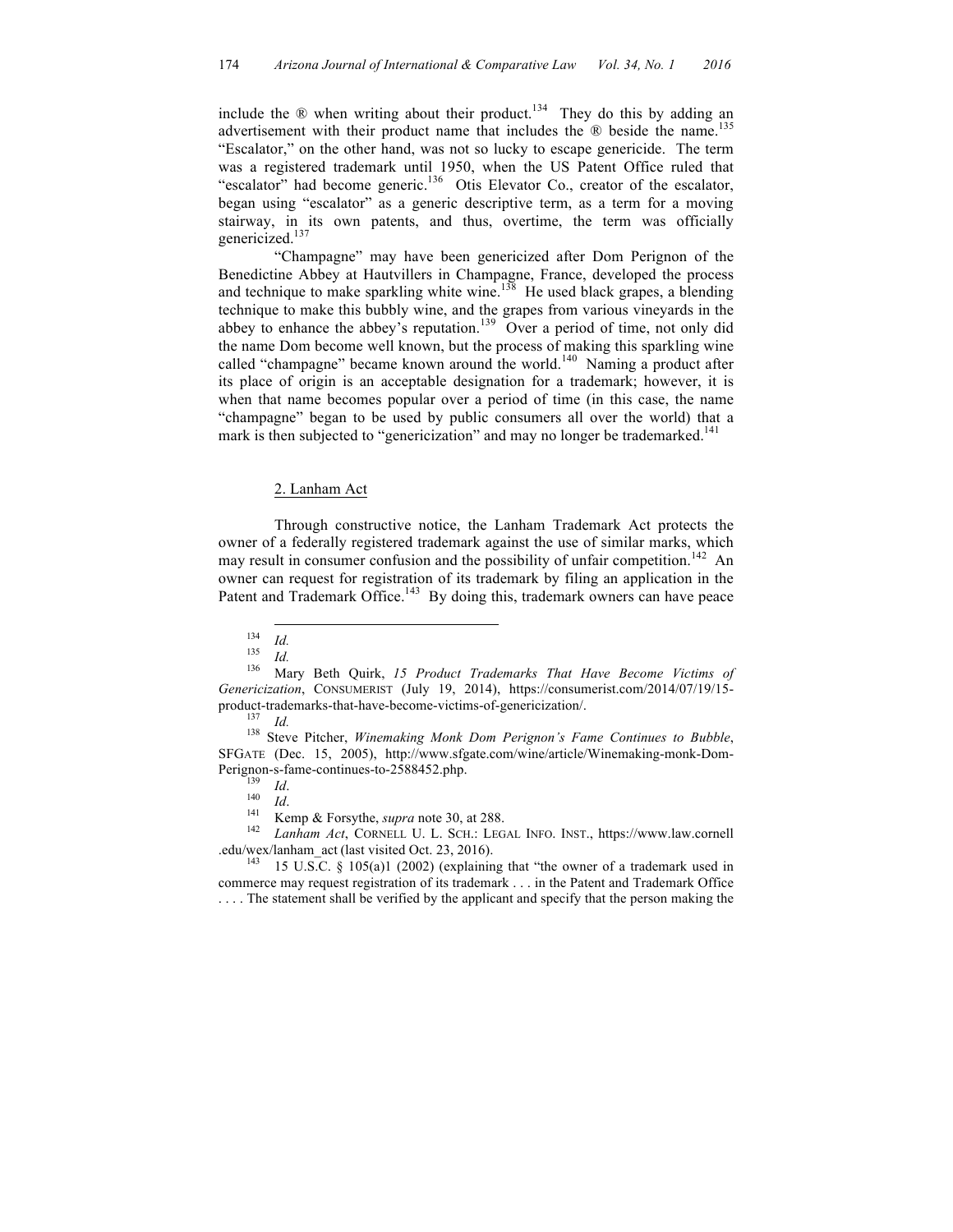include the ® when writing about their product.[134] They do this by adding an advertisement with their product name that includes the ® beside the name.[135] "Escalator," on the other hand, was not so lucky to escape genericide. The term was a registered trademark until 1950, when the US Patent Office ruled that "escalator" had become generic.[136] Otis Elevator Co., creator of the escalator, began using "escalator" as a generic descriptive term, as a term for a moving stairway, in its own patents, and thus, overtime, the term was officially genericized.[137]

"Champagne" may have been genericized after Dom Perignon of the Benedictine Abbey at Hautvillers in Champagne, France, developed the process and technique to make sparkling white wine.[138] He used black grapes, a blending technique to make this bubbly wine, and the grapes from various vineyards in the abbey to enhance the abbey's reputation.[139] Over a period of time, not only did the name Dom become well known, but the process of making this sparkling wine called "champagne" became known around the world.[140] Naming a product after its place of origin is an acceptable designation for a trademark; however, it is when that name becomes popular over a period of time (in this case, the name "champagne" began to be used by public consumers all over the world) that a mark is then subjected to "genericization" and may no longer be trademarked.[141]

### 2. Lanham Act

Through constructive notice, the Lanham Trademark Act protects the owner of a federally registered trademark against the use of similar marks, which may result in consumer confusion and the possibility of unfair competition.[142] An owner can request for registration of its trademark by filing an application in the Patent and Trademark Office.[143] By doing this, trademark owners can have peace

---

[134] *Id.*

[135] *Id.*

[136] Mary Beth Quirk, *15 Product Trademarks That Have Become Victims of Genericization*, CONSUMERIST (July 19, 2014), https://consumerist.com/2014/07/19/15-product-trademarks-that-have-become-victims-of-genericization/.

[137] *Id.*

[138] Steve Pitcher, *Winemaking Monk Dom Perignon's Fame Continues to Bubble*, SFGATE (Dec. 15, 2005), http://www.sfgate.com/wine/article/Winemaking-monk-Dom-Perignon-s-fame-continues-to-2588452.php.

[139] *Id*.

[140] *Id*.

[141] Kemp & Forsythe, *supra* note 30, at 288.

[142] *Lanham Act*, CORNELL U. L. SCH.: LEGAL INFO. INST., https://www.law.cornell.edu/wex/lanham_act (last visited Oct. 23, 2016).

[143] 15 U.S.C. § 105(a)1 (2002) (explaining that "the owner of a trademark used in commerce may request registration of its trademark . . . in the Patent and Trademark Office . . . . The statement shall be verified by the applicant and specify that the person making the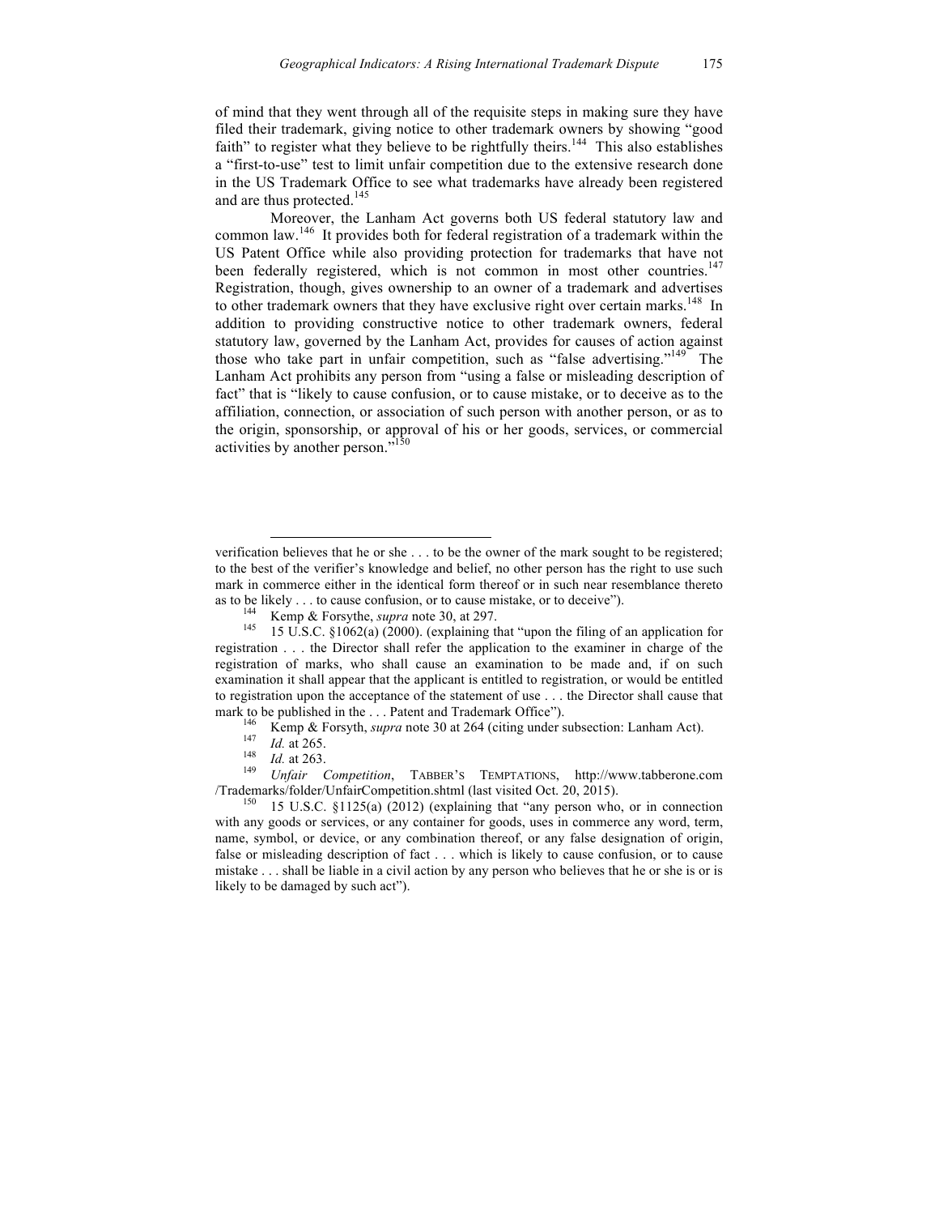of mind that they went through all of the requisite steps in making sure they have filed their trademark, giving notice to other trademark owners by showing "good faith" to register what they believe to be rightfully theirs.[144] This also establishes a "first-to-use" test to limit unfair competition due to the extensive research done in the US Trademark Office to see what trademarks have already been registered and are thus protected.[145]

Moreover, the Lanham Act governs both US federal statutory law and common law.[146] It provides both for federal registration of a trademark within the US Patent Office while also providing protection for trademarks that have not been federally registered, which is not common in most other countries.[147] Registration, though, gives ownership to an owner of a trademark and advertises to other trademark owners that they have exclusive right over certain marks.[148] In addition to providing constructive notice to other trademark owners, federal statutory law, governed by the Lanham Act, provides for causes of action against those who take part in unfair competition, such as "false advertising."[149] The Lanham Act prohibits any person from "using a false or misleading description of fact" that is "likely to cause confusion, or to cause mistake, or to deceive as to the affiliation, connection, or association of such person with another person, or as to the origin, sponsorship, or approval of his or her goods, services, or commercial activities by another person."[150]

---

verification believes that he or she . . . to be the owner of the mark sought to be registered; to the best of the verifier's knowledge and belief, no other person has the right to use such mark in commerce either in the identical form thereof or in such near resemblance thereto as to be likely . . . to cause confusion, or to cause mistake, or to deceive").

[144] Kemp & Forsythe, *supra* note 30, at 297.

[145] 15 U.S.C. §1062(a) (2000). (explaining that "upon the filing of an application for registration . . . the Director shall refer the application to the examiner in charge of the registration of marks, who shall cause an examination to be made and, if on such examination it shall appear that the applicant is entitled to registration, or would be entitled to registration upon the acceptance of the statement of use . . . the Director shall cause that mark to be published in the . . . Patent and Trademark Office").

[146] Kemp & Forsyth, *supra* note 30 at 264 (citing under subsection: Lanham Act).

[147] *Id.* at 265.

[148] *Id.* at 263.

[149] *Unfair Competition*, TABBER'S TEMPTATIONS, http://www.tabberone.com /Trademarks/folder/UnfairCompetition.shtml (last visited Oct. 20, 2015).

[150] 15 U.S.C. §1125(a) (2012) (explaining that "any person who, or in connection with any goods or services, or any container for goods, uses in commerce any word, term, name, symbol, or device, or any combination thereof, or any false designation of origin, false or misleading description of fact . . . which is likely to cause confusion, or to cause mistake . . . shall be liable in a civil action by any person who believes that he or she is or is likely to be damaged by such act").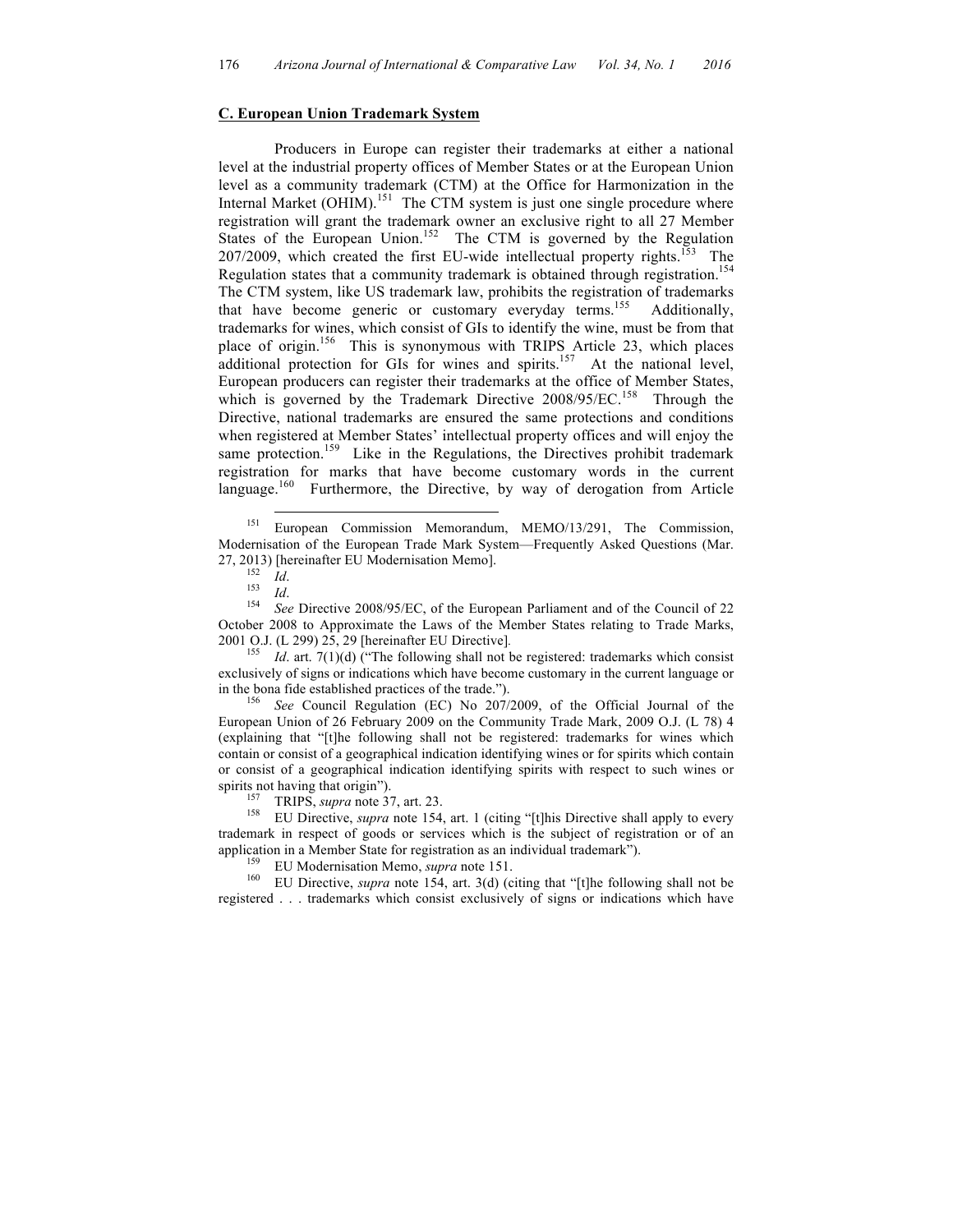**C. European Union Trademark System**

Producers in Europe can register their trademarks at either a national level at the industrial property offices of Member States or at the European Union level as a community trademark (CTM) at the Office for Harmonization in the Internal Market (OHIM).[151] The CTM system is just one single procedure where registration will grant the trademark owner an exclusive right to all 27 Member States of the European Union.[152] The CTM is governed by the Regulation 207/2009, which created the first EU-wide intellectual property rights.[153] The Regulation states that a community trademark is obtained through registration.[154] The CTM system, like US trademark law, prohibits the registration of trademarks that have become generic or customary everyday terms.[155] Additionally, trademarks for wines, which consist of GIs to identify the wine, must be from that place of origin.[156] This is synonymous with TRIPS Article 23, which places additional protection for GIs for wines and spirits.[157] At the national level, European producers can register their trademarks at the office of Member States, which is governed by the Trademark Directive 2008/95/EC.[158] Through the Directive, national trademarks are ensured the same protections and conditions when registered at Member States' intellectual property offices and will enjoy the same protection.[159] Like in the Regulations, the Directives prohibit trademark registration for marks that have become customary words in the current language.[160] Furthermore, the Directive, by way of derogation from Article

---

[151] European Commission Memorandum, MEMO/13/291, The Commission, Modernisation of the European Trade Mark System—Frequently Asked Questions (Mar. 27, 2013) [hereinafter EU Modernisation Memo].

[152] *Id*.

[153] *Id*.

[154] *See* Directive 2008/95/EC, of the European Parliament and of the Council of 22 October 2008 to Approximate the Laws of the Member States relating to Trade Marks, 2001 O.J. (L 299) 25, 29 [hereinafter EU Directive].

[155] *Id*. art. 7(1)(d) ("The following shall not be registered: trademarks which consist exclusively of signs or indications which have become customary in the current language or in the bona fide established practices of the trade.").

[156] *See* Council Regulation (EC) No 207/2009, of the Official Journal of the European Union of 26 February 2009 on the Community Trade Mark, 2009 O.J. (L 78) 4 (explaining that "[t]he following shall not be registered: trademarks for wines which contain or consist of a geographical indication identifying wines or for spirits which contain or consist of a geographical indication identifying spirits with respect to such wines or spirits not having that origin").

[157] TRIPS, *supra* note 37, art. 23.

[158] EU Directive, *supra* note 154, art. 1 (citing "[t]his Directive shall apply to every trademark in respect of goods or services which is the subject of registration or of an application in a Member State for registration as an individual trademark").

[159] EU Modernisation Memo, *supra* note 151.

[160] EU Directive, *supra* note 154, art. 3(d) (citing that "[t]he following shall not be registered . . . trademarks which consist exclusively of signs or indications which have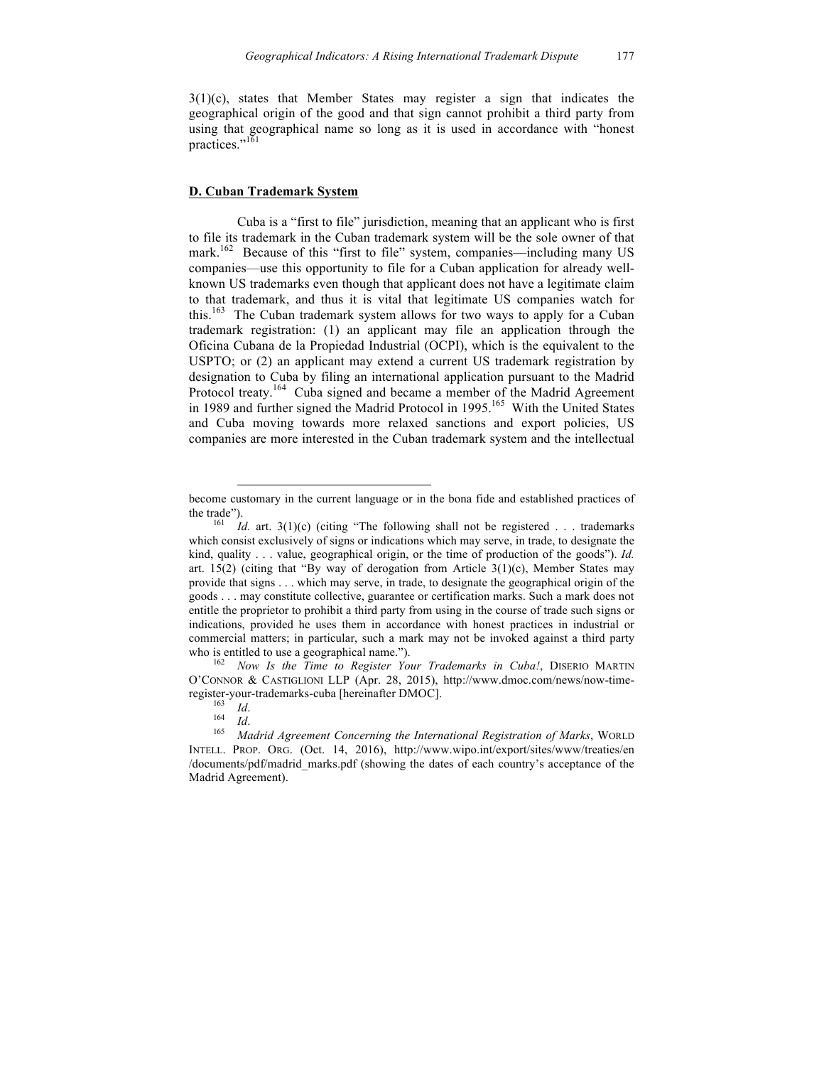3(1)(c), states that Member States may register a sign that indicates the geographical origin of the good and that sign cannot prohibit a third party from using that geographical name so long as it is used in accordance with "honest practices."[161]

## D. Cuban Trademark System

Cuba is a "first to file" jurisdiction, meaning that an applicant who is first to file its trademark in the Cuban trademark system will be the sole owner of that mark.[162] Because of this "first to file" system, companies—including many US companies—use this opportunity to file for a Cuban application for already well-known US trademarks even though that applicant does not have a legitimate claim to that trademark, and thus it is vital that legitimate US companies watch for this.[163] The Cuban trademark system allows for two ways to apply for a Cuban trademark registration: (1) an applicant may file an application through the Oficina Cubana de la Propiedad Industrial (OCPI), which is the equivalent to the USPTO; or (2) an applicant may extend a current US trademark registration by designation to Cuba by filing an international application pursuant to the Madrid Protocol treaty.[164] Cuba signed and became a member of the Madrid Agreement in 1989 and further signed the Madrid Protocol in 1995.[165] With the United States and Cuba moving towards more relaxed sanctions and export policies, US companies are more interested in the Cuban trademark system and the intellectual

---

become customary in the current language or in the bona fide and established practices of the trade").

[161] *Id.* art. 3(1)(c) (citing "The following shall not be registered . . . trademarks which consist exclusively of signs or indications which may serve, in trade, to designate the kind, quality . . . value, geographical origin, or the time of production of the goods"). *Id.* art. 15(2) (citing that "By way of derogation from Article 3(1)(c), Member States may provide that signs . . . which may serve, in trade, to designate the geographical origin of the goods . . . may constitute collective, guarantee or certification marks. Such a mark does not entitle the proprietor to prohibit a third party from using in the course of trade such signs or indications, provided he uses them in accordance with honest practices in industrial or commercial matters; in particular, such a mark may not be invoked against a third party who is entitled to use a geographical name.").

[162] *Now Is the Time to Register Your Trademarks in Cuba!*, DISERIO MARTIN O'CONNOR & CASTIGLIONI LLP (Apr. 28, 2015), http://www.dmoc.com/news/now-time-register-your-trademarks-cuba [hereinafter DMOC].

[163] *Id*.

[164] *Id*.

[165] *Madrid Agreement Concerning the International Registration of Marks*, WORLD INTELL. PROP. ORG. (Oct. 14, 2016), http://www.wipo.int/export/sites/www/treaties/en/documents/pdf/madrid_marks.pdf (showing the dates of each country's acceptance of the Madrid Agreement).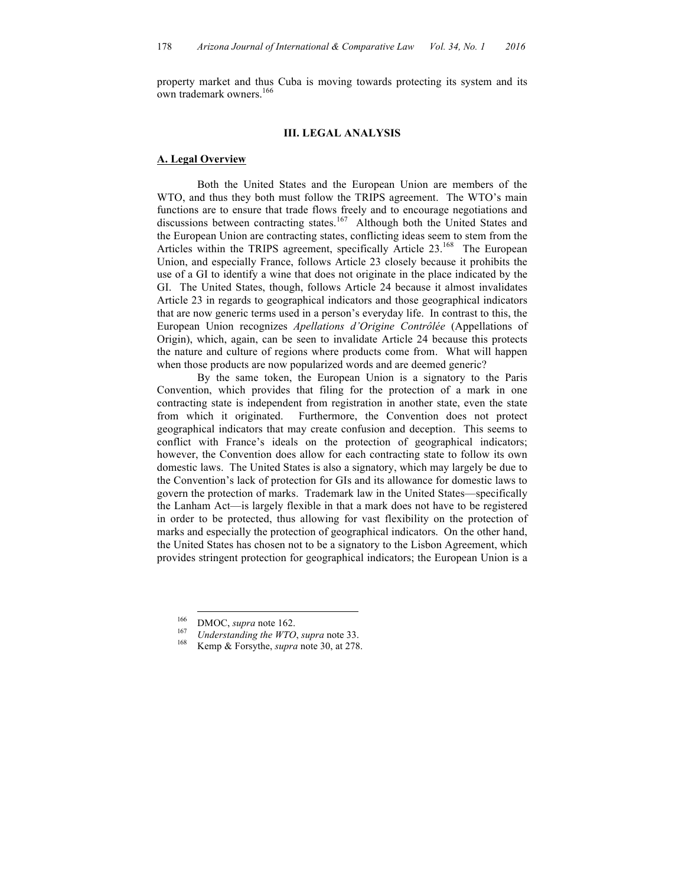property market and thus Cuba is moving towards protecting its system and its own trademark owners.[166]

## III. LEGAL ANALYSIS

### A. Legal Overview

Both the United States and the European Union are members of the WTO, and thus they both must follow the TRIPS agreement. The WTO's main functions are to ensure that trade flows freely and to encourage negotiations and discussions between contracting states.[167] Although both the United States and the European Union are contracting states, conflicting ideas seem to stem from the Articles within the TRIPS agreement, specifically Article 23.[168] The European Union, and especially France, follows Article 23 closely because it prohibits the use of a GI to identify a wine that does not originate in the place indicated by the GI. The United States, though, follows Article 24 because it almost invalidates Article 23 in regards to geographical indicators and those geographical indicators that are now generic terms used in a person's everyday life. In contrast to this, the European Union recognizes *Apellations d'Origine Contrôlée* (Appellations of Origin), which, again, can be seen to invalidate Article 24 because this protects the nature and culture of regions where products come from. What will happen when those products are now popularized words and are deemed generic?

By the same token, the European Union is a signatory to the Paris Convention, which provides that filing for the protection of a mark in one contracting state is independent from registration in another state, even the state from which it originated. Furthermore, the Convention does not protect geographical indicators that may create confusion and deception. This seems to conflict with France's ideals on the protection of geographical indicators; however, the Convention does allow for each contracting state to follow its own domestic laws. The United States is also a signatory, which may largely be due to the Convention's lack of protection for GIs and its allowance for domestic laws to govern the protection of marks. Trademark law in the United States—specifically the Lanham Act—is largely flexible in that a mark does not have to be registered in order to be protected, thus allowing for vast flexibility on the protection of marks and especially the protection of geographical indicators. On the other hand, the United States has chosen not to be a signatory to the Lisbon Agreement, which provides stringent protection for geographical indicators; the European Union is a

---

[166] DMOC, *supra* note 162.

[167] *Understanding the WTO*, *supra* note 33.

[168] Kemp & Forsythe, *supra* note 30, at 278.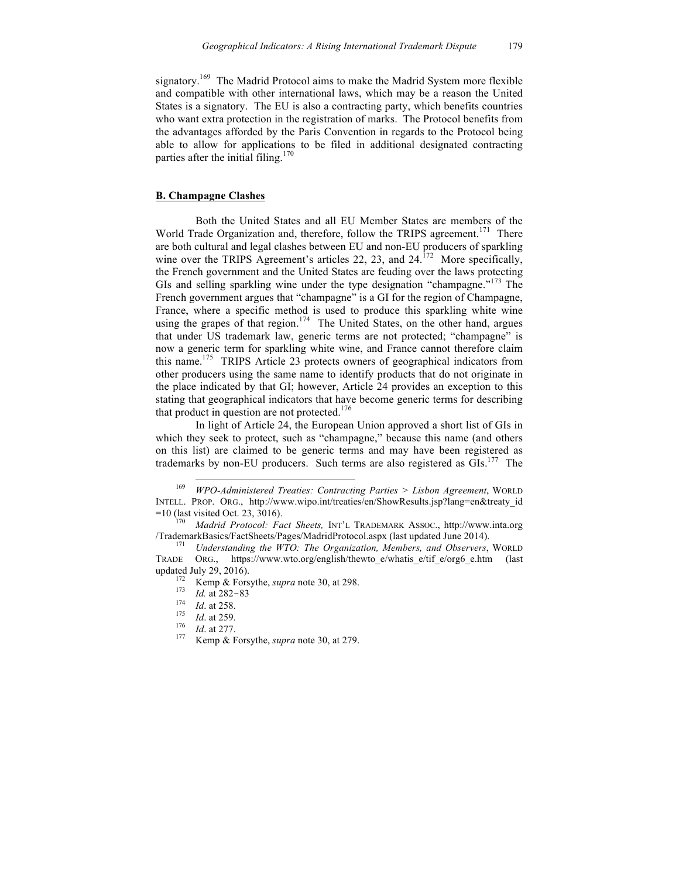signatory.[169] The Madrid Protocol aims to make the Madrid System more flexible and compatible with other international laws, which may be a reason the United States is a signatory. The EU is also a contracting party, which benefits countries who want extra protection in the registration of marks. The Protocol benefits from the advantages afforded by the Paris Convention in regards to the Protocol being able to allow for applications to be filed in additional designated contracting parties after the initial filing.[170]

## B. Champagne Clashes

Both the United States and all EU Member States are members of the World Trade Organization and, therefore, follow the TRIPS agreement.[171] There are both cultural and legal clashes between EU and non-EU producers of sparkling wine over the TRIPS Agreement's articles 22, 23, and 24.[172] More specifically, the French government and the United States are feuding over the laws protecting GIs and selling sparkling wine under the type designation "champagne."[173] The French government argues that "champagne" is a GI for the region of Champagne, France, where a specific method is used to produce this sparkling white wine using the grapes of that region.[174] The United States, on the other hand, argues that under US trademark law, generic terms are not protected; "champagne" is now a generic term for sparkling white wine, and France cannot therefore claim this name.[175] TRIPS Article 23 protects owners of geographical indicators from other producers using the same name to identify products that do not originate in the place indicated by that GI; however, Article 24 provides an exception to this stating that geographical indicators that have become generic terms for describing that product in question are not protected.[176]

In light of Article 24, the European Union approved a short list of GIs in which they seek to protect, such as "champagne," because this name (and others on this list) are claimed to be generic terms and may have been registered as trademarks by non-EU producers. Such terms are also registered as GIs.[177] The

---

[169] *WPO-Administered Treaties: Contracting Parties > Lisbon Agreement*, WORLD INTELL. PROP. ORG., http://www.wipo.int/treaties/en/ShowResults.jsp?lang=en&treaty_id=10 (last visited Oct. 23, 3016).

[170] *Madrid Protocol: Fact Sheets,* INT'L TRADEMARK ASSOC., http://www.inta.org/TrademarkBasics/FactSheets/Pages/MadridProtocol.aspx (last updated June 2014).

[171] *Understanding the WTO: The Organization, Members, and Observers*, WORLD TRADE ORG., https://www.wto.org/english/thewto_e/whatis_e/tif_e/org6_e.htm (last updated July 29, 2016).

[172] Kemp & Forsythe, *supra* note 30, at 298.

[173] *Id.* at 282–83

[174] *Id*. at 258.

[175] *Id*. at 259.

[176] *Id*. at 277.

[177] Kemp & Forsythe, *supra* note 30, at 279.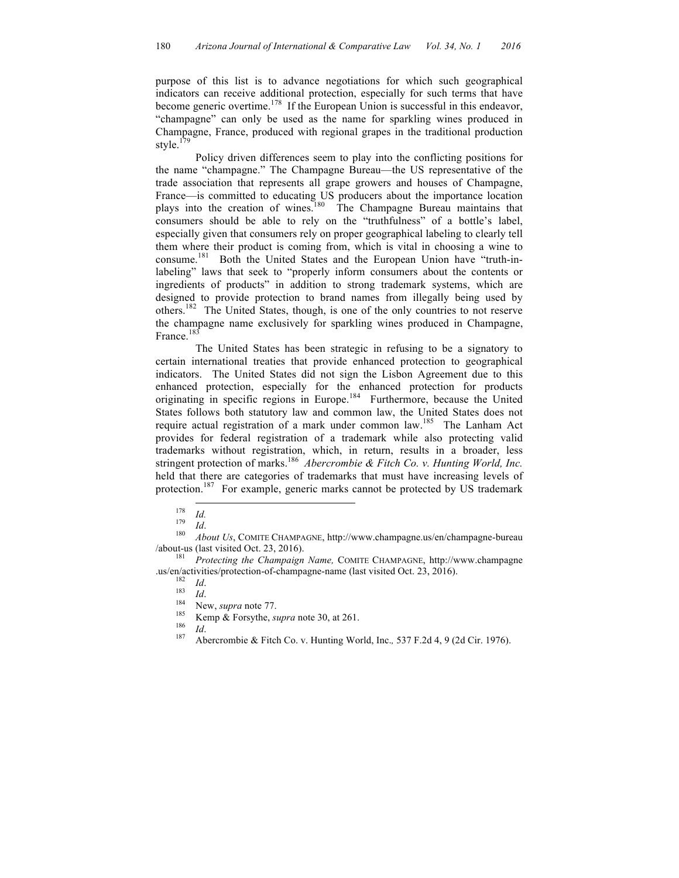purpose of this list is to advance negotiations for which such geographical indicators can receive additional protection, especially for such terms that have become generic overtime.[178] If the European Union is successful in this endeavor, "champagne" can only be used as the name for sparkling wines produced in Champagne, France, produced with regional grapes in the traditional production style.[179]

Policy driven differences seem to play into the conflicting positions for the name "champagne." The Champagne Bureau—the US representative of the trade association that represents all grape growers and houses of Champagne, France—is committed to educating US producers about the importance location plays into the creation of wines.[180] The Champagne Bureau maintains that consumers should be able to rely on the "truthfulness" of a bottle's label, especially given that consumers rely on proper geographical labeling to clearly tell them where their product is coming from, which is vital in choosing a wine to consume.[181] Both the United States and the European Union have "truth-in-labeling" laws that seek to "properly inform consumers about the contents or ingredients of products" in addition to strong trademark systems, which are designed to provide protection to brand names from illegally being used by others.[182] The United States, though, is one of the only countries to not reserve the champagne name exclusively for sparkling wines produced in Champagne, France.[183]

The United States has been strategic in refusing to be a signatory to certain international treaties that provide enhanced protection to geographical indicators. The United States did not sign the Lisbon Agreement due to this enhanced protection, especially for the enhanced protection for products originating in specific regions in Europe.[184] Furthermore, because the United States follows both statutory law and common law, the United States does not require actual registration of a mark under common law.[185] The Lanham Act provides for federal registration of a trademark while also protecting valid trademarks without registration, which, in return, results in a broader, less stringent protection of marks.[186] *Abercrombie & Fitch Co. v. Hunting World, Inc.* held that there are categories of trademarks that must have increasing levels of protection.[187] For example, generic marks cannot be protected by US trademark

---

[178] *Id.*

[179] *Id*.

[180] *About Us*, COMITE CHAMPAGNE, http://www.champagne.us/en/champagne-bureau/about-us (last visited Oct. 23, 2016).

[181] *Protecting the Champaign Name,* COMITE CHAMPAGNE, http://www.champagne.us/en/activities/protection-of-champagne-name (last visited Oct. 23, 2016).

[182] *Id*.

[183] *Id*.

[184] New, *supra* note 77.

[185] Kemp & Forsythe, *supra* note 30, at 261.

[186] *Id*.

[187] Abercrombie & Fitch Co. v. Hunting World, Inc.*,* 537 F.2d 4, 9 (2d Cir. 1976).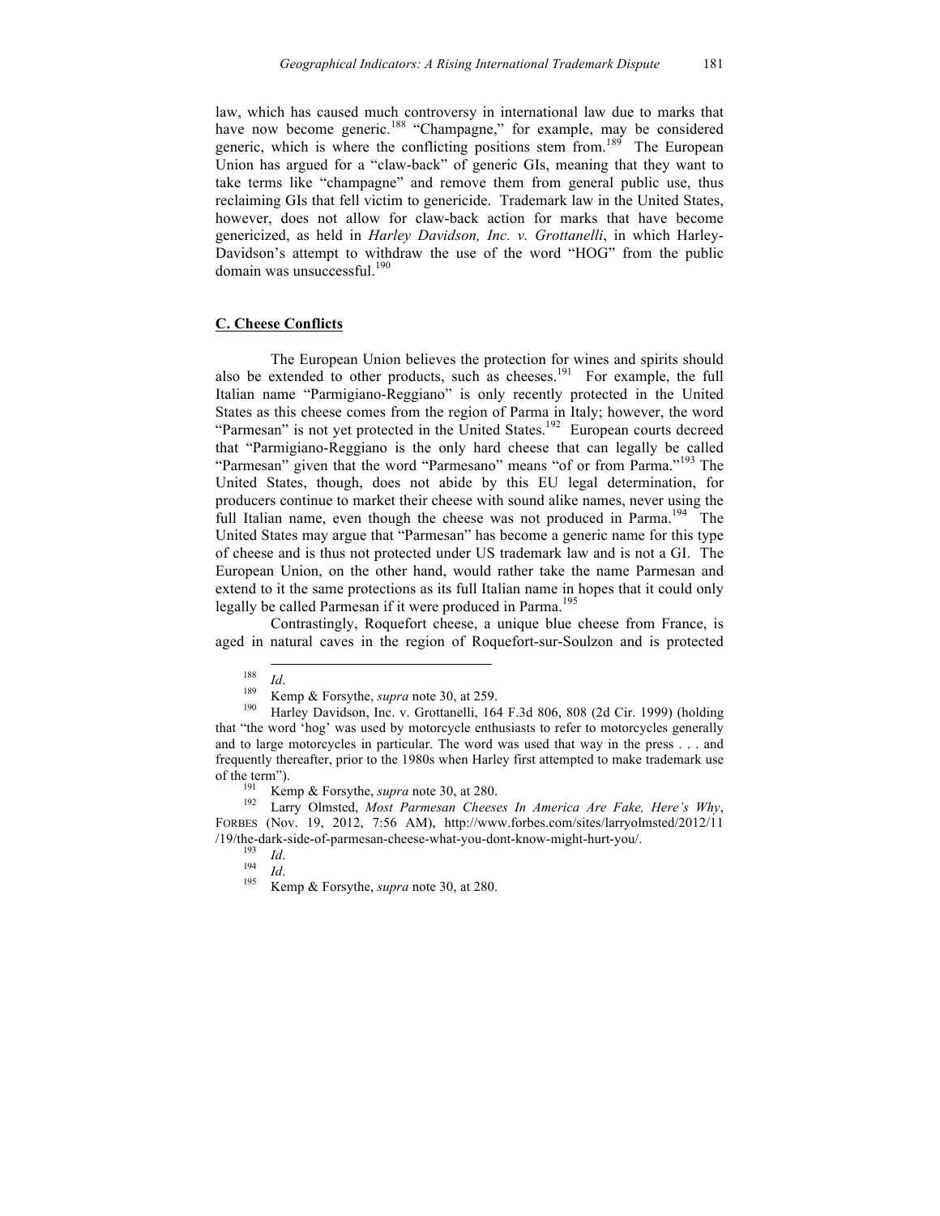law, which has caused much controversy in international law due to marks that have now become generic.[188] "Champagne," for example, may be considered generic, which is where the conflicting positions stem from.[189] The European Union has argued for a "claw-back" of generic GIs, meaning that they want to take terms like "champagne" and remove them from general public use, thus reclaiming GIs that fell victim to genericide. Trademark law in the United States, however, does not allow for claw-back action for marks that have become genericized, as held in *Harley Davidson, Inc. v. Grottanelli*, in which Harley-Davidson's attempt to withdraw the use of the word "HOG" from the public domain was unsuccessful.[190]

## C. Cheese Conflicts

The European Union believes the protection for wines and spirits should also be extended to other products, such as cheeses.[191] For example, the full Italian name "Parmigiano-Reggiano" is only recently protected in the United States as this cheese comes from the region of Parma in Italy; however, the word "Parmesan" is not yet protected in the United States.[192] European courts decreed that "Parmigiano-Reggiano is the only hard cheese that can legally be called "Parmesan" given that the word "Parmesano" means "of or from Parma."[193] The United States, though, does not abide by this EU legal determination, for producers continue to market their cheese with sound alike names, never using the full Italian name, even though the cheese was not produced in Parma.[194] The United States may argue that "Parmesan" has become a generic name for this type of cheese and is thus not protected under US trademark law and is not a GI. The European Union, on the other hand, would rather take the name Parmesan and extend to it the same protections as its full Italian name in hopes that it could only legally be called Parmesan if it were produced in Parma.[195]

Contrastingly, Roquefort cheese, a unique blue cheese from France, is aged in natural caves in the region of Roquefort-sur-Soulzon and is protected

---

[188] *Id*.

[189] Kemp & Forsythe, *supra* note 30, at 259.

[190] Harley Davidson, Inc. v. Grottanelli, 164 F.3d 806, 808 (2d Cir. 1999) (holding that "the word 'hog' was used by motorcycle enthusiasts to refer to motorcycles generally and to large motorcycles in particular. The word was used that way in the press . . . and frequently thereafter, prior to the 1980s when Harley first attempted to make trademark use of the term").

[191] Kemp & Forsythe, *supra* note 30, at 280.

[192] Larry Olmsted, *Most Parmesan Cheeses In America Are Fake, Here's Why*, FORBES (Nov. 19, 2012, 7:56 AM), http://www.forbes.com/sites/larryolmsted/2012/11/19/the-dark-side-of-parmesan-cheese-what-you-dont-know-might-hurt-you/.

[193] *Id*.

[194] *Id*.

[195] Kemp & Forsythe, *supra* note 30, at 280.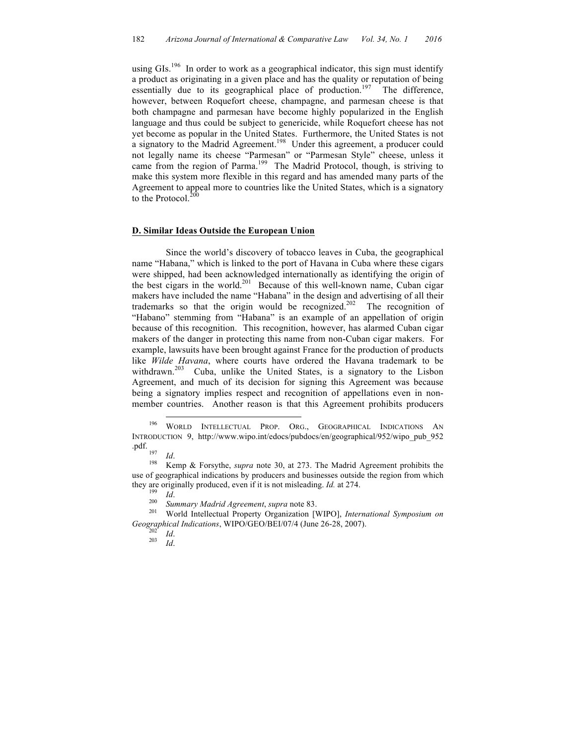using GIs.[196] In order to work as a geographical indicator, this sign must identify a product as originating in a given place and has the quality or reputation of being essentially due to its geographical place of production.[197] The difference, however, between Roquefort cheese, champagne, and parmesan cheese is that both champagne and parmesan have become highly popularized in the English language and thus could be subject to genericide, while Roquefort cheese has not yet become as popular in the United States. Furthermore, the United States is not a signatory to the Madrid Agreement.[198] Under this agreement, a producer could not legally name its cheese "Parmesan" or "Parmesan Style" cheese, unless it came from the region of Parma.[199] The Madrid Protocol, though, is striving to make this system more flexible in this regard and has amended many parts of the Agreement to appeal more to countries like the United States, which is a signatory to the Protocol.[200]

## D. Similar Ideas Outside the European Union

Since the world's discovery of tobacco leaves in Cuba, the geographical name "Habana," which is linked to the port of Havana in Cuba where these cigars were shipped, had been acknowledged internationally as identifying the origin of the best cigars in the world.[201] Because of this well-known name, Cuban cigar makers have included the name "Habana" in the design and advertising of all their trademarks so that the origin would be recognized.[202] The recognition of "Habano" stemming from "Habana" is an example of an appellation of origin because of this recognition. This recognition, however, has alarmed Cuban cigar makers of the danger in protecting this name from non-Cuban cigar makers. For example, lawsuits have been brought against France for the production of products like *Wilde Havana*, where courts have ordered the Havana trademark to be withdrawn.[203] Cuba, unlike the United States, is a signatory to the Lisbon Agreement, and much of its decision for signing this Agreement was because being a signatory implies respect and recognition of appellations even in non-member countries. Another reason is that this Agreement prohibits producers

---

[196] WORLD INTELLECTUAL PROP. ORG., GEOGRAPHICAL INDICATIONS AN INTRODUCTION 9, http://www.wipo.int/edocs/pubdocs/en/geographical/952/wipo_pub_952.pdf.

[197] *Id*.

[198] Kemp & Forsythe, *supra* note 30, at 273. The Madrid Agreement prohibits the use of geographical indications by producers and businesses outside the region from which they are originally produced, even if it is not misleading. *Id.* at 274.

[199] *Id*.

[200] *Summary Madrid Agreement*, *supra* note 83.

[201] World Intellectual Property Organization [WIPO], *International Symposium on Geographical Indications*, WIPO/GEO/BEI/07/4 (June 26-28, 2007).

[202] *Id*.

[203] *Id*.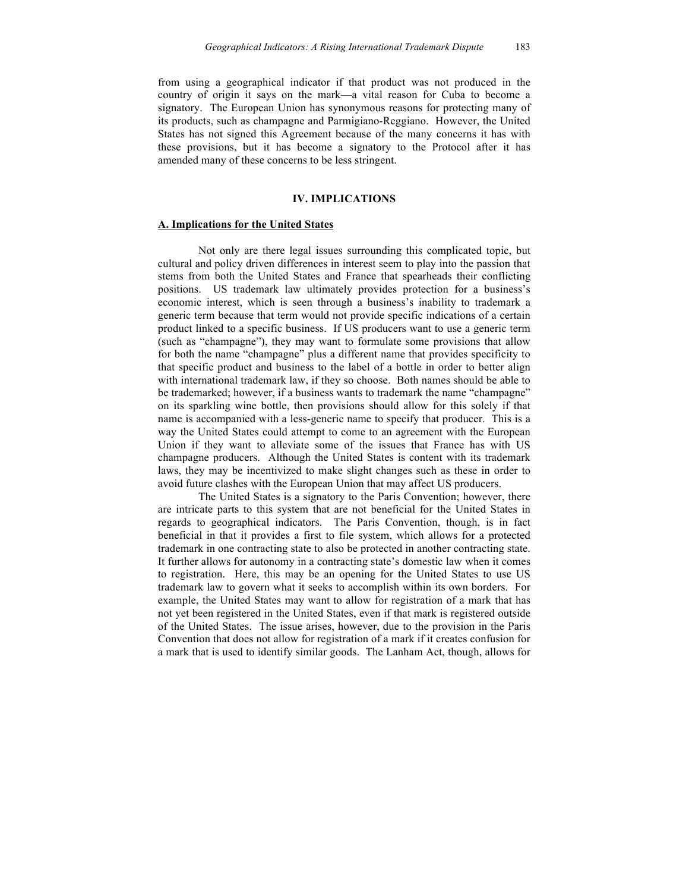from using a geographical indicator if that product was not produced in the country of origin it says on the mark—a vital reason for Cuba to become a signatory. The European Union has synonymous reasons for protecting many of its products, such as champagne and Parmigiano-Reggiano. However, the United States has not signed this Agreement because of the many concerns it has with these provisions, but it has become a signatory to the Protocol after it has amended many of these concerns to be less stringent.

## IV. IMPLICATIONS

### A. Implications for the United States

Not only are there legal issues surrounding this complicated topic, but cultural and policy driven differences in interest seem to play into the passion that stems from both the United States and France that spearheads their conflicting positions. US trademark law ultimately provides protection for a business's economic interest, which is seen through a business's inability to trademark a generic term because that term would not provide specific indications of a certain product linked to a specific business. If US producers want to use a generic term (such as "champagne"), they may want to formulate some provisions that allow for both the name "champagne" plus a different name that provides specificity to that specific product and business to the label of a bottle in order to better align with international trademark law, if they so choose. Both names should be able to be trademarked; however, if a business wants to trademark the name "champagne" on its sparkling wine bottle, then provisions should allow for this solely if that name is accompanied with a less-generic name to specify that producer. This is a way the United States could attempt to come to an agreement with the European Union if they want to alleviate some of the issues that France has with US champagne producers. Although the United States is content with its trademark laws, they may be incentivized to make slight changes such as these in order to avoid future clashes with the European Union that may affect US producers.

The United States is a signatory to the Paris Convention; however, there are intricate parts to this system that are not beneficial for the United States in regards to geographical indicators. The Paris Convention, though, is in fact beneficial in that it provides a first to file system, which allows for a protected trademark in one contracting state to also be protected in another contracting state. It further allows for autonomy in a contracting state's domestic law when it comes to registration. Here, this may be an opening for the United States to use US trademark law to govern what it seeks to accomplish within its own borders. For example, the United States may want to allow for registration of a mark that has not yet been registered in the United States, even if that mark is registered outside of the United States. The issue arises, however, due to the provision in the Paris Convention that does not allow for registration of a mark if it creates confusion for a mark that is used to identify similar goods. The Lanham Act, though, allows for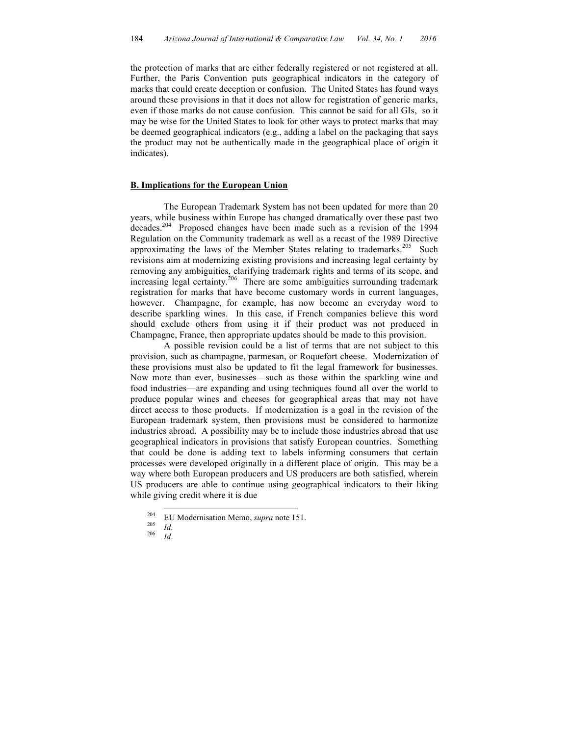the protection of marks that are either federally registered or not registered at all. Further, the Paris Convention puts geographical indicators in the category of marks that could create deception or confusion. The United States has found ways around these provisions in that it does not allow for registration of generic marks, even if those marks do not cause confusion. This cannot be said for all GIs, so it may be wise for the United States to look for other ways to protect marks that may be deemed geographical indicators (e.g., adding a label on the packaging that says the product may not be authentically made in the geographical place of origin it indicates).

## **B. Implications for the European Union**

The European Trademark System has not been updated for more than 20 years, while business within Europe has changed dramatically over these past two decades.[204] Proposed changes have been made such as a revision of the 1994 Regulation on the Community trademark as well as a recast of the 1989 Directive approximating the laws of the Member States relating to trademarks.[205] Such revisions aim at modernizing existing provisions and increasing legal certainty by removing any ambiguities, clarifying trademark rights and terms of its scope, and increasing legal certainty.[206] There are some ambiguities surrounding trademark registration for marks that have become customary words in current languages, however. Champagne, for example, has now become an everyday word to describe sparkling wines. In this case, if French companies believe this word should exclude others from using it if their product was not produced in Champagne, France, then appropriate updates should be made to this provision.

A possible revision could be a list of terms that are not subject to this provision, such as champagne, parmesan, or Roquefort cheese. Modernization of these provisions must also be updated to fit the legal framework for businesses. Now more than ever, businesses—such as those within the sparkling wine and food industries—are expanding and using techniques found all over the world to produce popular wines and cheeses for geographical areas that may not have direct access to those products. If modernization is a goal in the revision of the European trademark system, then provisions must be considered to harmonize industries abroad. A possibility may be to include those industries abroad that use geographical indicators in provisions that satisfy European countries. Something that could be done is adding text to labels informing consumers that certain processes were developed originally in a different place of origin. This may be a way where both European producers and US producers are both satisfied, wherein US producers are able to continue using geographical indicators to their liking while giving credit where it is due

---

[204] EU Modernisation Memo, *supra* note 151.

[205] *Id*.

[206] *Id*.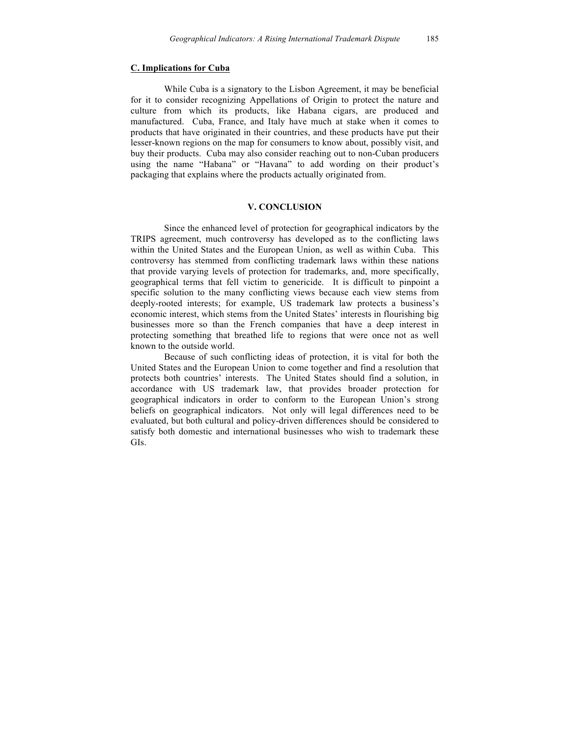### C. Implications for Cuba

While Cuba is a signatory to the Lisbon Agreement, it may be beneficial for it to consider recognizing Appellations of Origin to protect the nature and culture from which its products, like Habana cigars, are produced and manufactured. Cuba, France, and Italy have much at stake when it comes to products that have originated in their countries, and these products have put their lesser-known regions on the map for consumers to know about, possibly visit, and buy their products. Cuba may also consider reaching out to non-Cuban producers using the name "Habana" or "Havana" to add wording on their product's packaging that explains where the products actually originated from.

## V. CONCLUSION

Since the enhanced level of protection for geographical indicators by the TRIPS agreement, much controversy has developed as to the conflicting laws within the United States and the European Union, as well as within Cuba. This controversy has stemmed from conflicting trademark laws within these nations that provide varying levels of protection for trademarks, and, more specifically, geographical terms that fell victim to genericide. It is difficult to pinpoint a specific solution to the many conflicting views because each view stems from deeply-rooted interests; for example, US trademark law protects a business's economic interest, which stems from the United States' interests in flourishing big businesses more so than the French companies that have a deep interest in protecting something that breathed life to regions that were once not as well known to the outside world.

Because of such conflicting ideas of protection, it is vital for both the United States and the European Union to come together and find a resolution that protects both countries' interests. The United States should find a solution, in accordance with US trademark law, that provides broader protection for geographical indicators in order to conform to the European Union's strong beliefs on geographical indicators. Not only will legal differences need to be evaluated, but both cultural and policy-driven differences should be considered to satisfy both domestic and international businesses who wish to trademark these GIs.